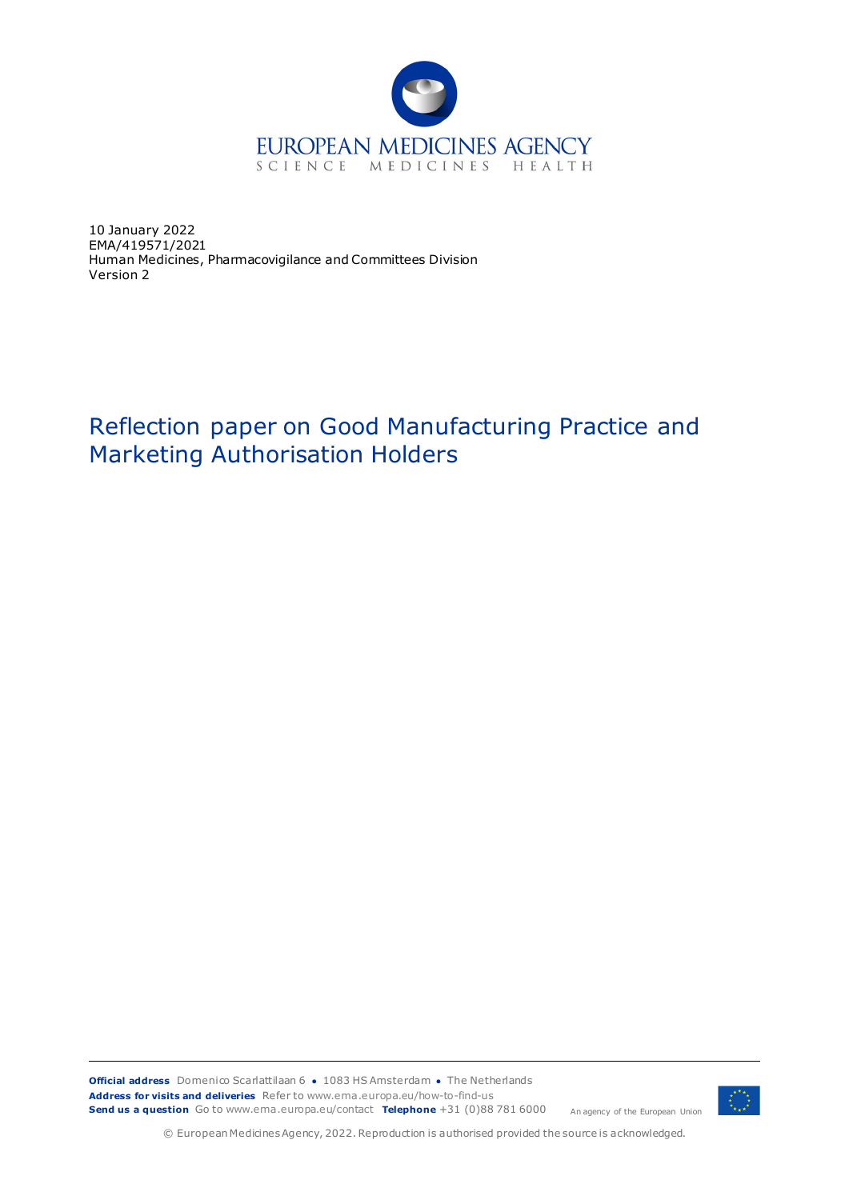EUROPEAN MEDICINES AGENCY
SCIENCE MEDICINES HEALTH

10 January 2022
EMA/419571/2021
Human Medicines, Pharmacovigilance and Committees Division
Version 2

# Reflection paper on Good Manufacturing Practice and Marketing Authorisation Holders

**Official address** Domenico Scarlattilaan 6 ● 1083 HS Amsterdam ● The Netherlands
**Address for visits and deliveries** Refer to www.ema.europa.eu/how-to-find-us
**Send us a question** Go to www.ema.europa.eu/contact **Telephone** +31 (0)88 781 6000

An agency of the European Union

© European Medicines Agency, 2022. Reproduction is authorised provided the source is acknowledged.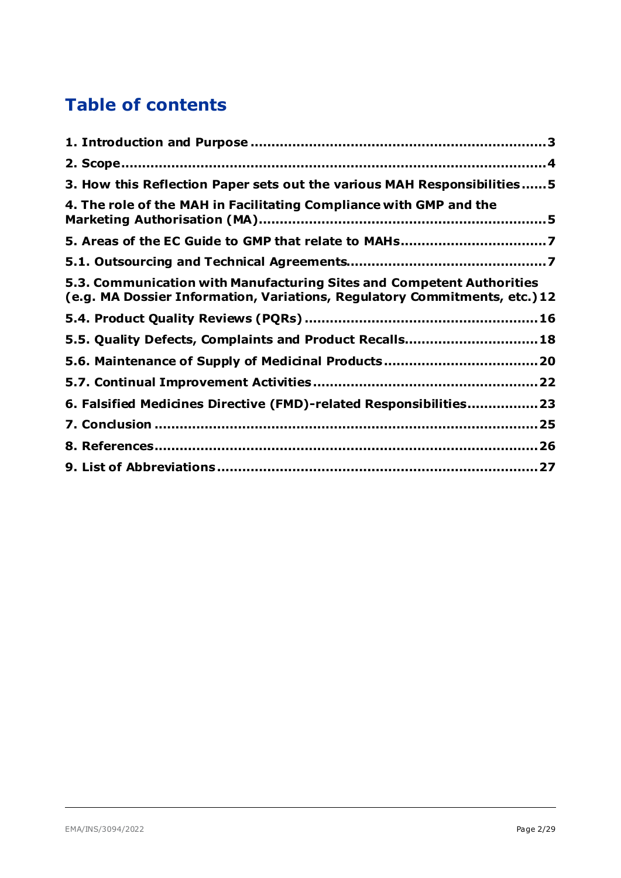# Table of contents

1. Introduction and Purpose ..................................................................... 3
2. Scope........................................................................................... 4
3. How this Reflection Paper sets out the various MAH Responsibilities ...... 5
4. The role of the MAH in Facilitating Compliance with GMP and the Marketing Authorisation (MA)................................................................. 5
5. Areas of the EC Guide to GMP that relate to MAHs.................................. 7
5.1. Outsourcing and Technical Agreements............................................... 7
5.3. Communication with Manufacturing Sites and Competent Authorities (e.g. MA Dossier Information, Variations, Regulatory Commitments, etc.) 12
5.4. Product Quality Reviews (PQRs) ....................................................... 16
5.5. Quality Defects, Complaints and Product Recalls................................ 18
5.6. Maintenance of Supply of Medicinal Products .................................... 20
5.7. Continual Improvement Activities ..................................................... 22
6. Falsified Medicines Directive (FMD)-related Responsibilities................. 23
7. Conclusion .......................................................................................... 25
8. References.......................................................................................... 26
9. List of Abbreviations ............................................................................ 27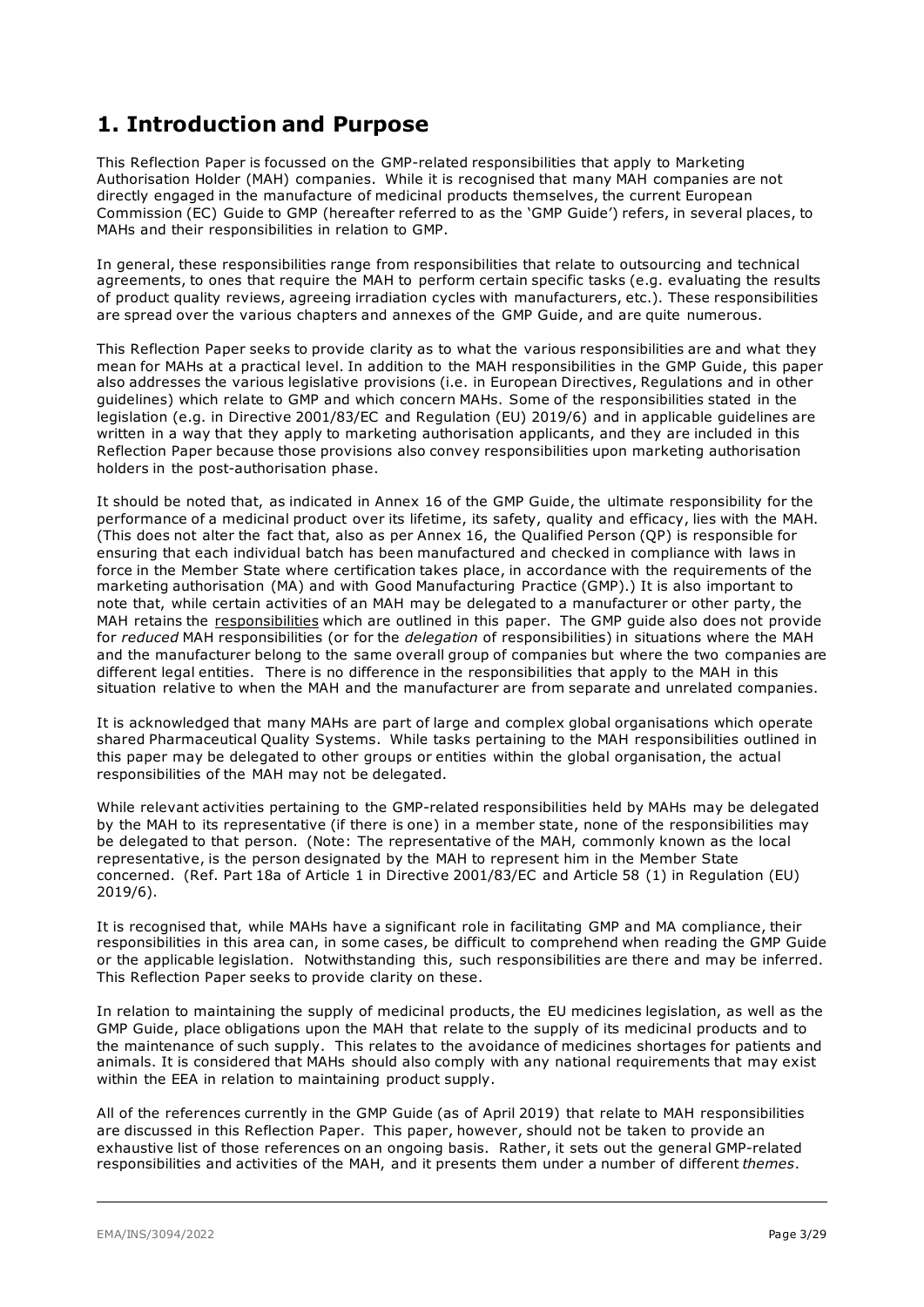# 1. Introduction and Purpose

This Reflection Paper is focussed on the GMP-related responsibilities that apply to Marketing Authorisation Holder (MAH) companies. While it is recognised that many MAH companies are not directly engaged in the manufacture of medicinal products themselves, the current European Commission (EC) Guide to GMP (hereafter referred to as the 'GMP Guide') refers, in several places, to MAHs and their responsibilities in relation to GMP.

In general, these responsibilities range from responsibilities that relate to outsourcing and technical agreements, to ones that require the MAH to perform certain specific tasks (e.g. evaluating the results of product quality reviews, agreeing irradiation cycles with manufacturers, etc.). These responsibilities are spread over the various chapters and annexes of the GMP Guide, and are quite numerous.

This Reflection Paper seeks to provide clarity as to what the various responsibilities are and what they mean for MAHs at a practical level. In addition to the MAH responsibilities in the GMP Guide, this paper also addresses the various legislative provisions (i.e. in European Directives, Regulations and in other guidelines) which relate to GMP and which concern MAHs. Some of the responsibilities stated in the legislation (e.g. in Directive 2001/83/EC and Regulation (EU) 2019/6) and in applicable guidelines are written in a way that they apply to marketing authorisation applicants, and they are included in this Reflection Paper because those provisions also convey responsibilities upon marketing authorisation holders in the post-authorisation phase.

It should be noted that, as indicated in Annex 16 of the GMP Guide, the ultimate responsibility for the performance of a medicinal product over its lifetime, its safety, quality and efficacy, lies with the MAH. (This does not alter the fact that, also as per Annex 16, the Qualified Person (QP) is responsible for ensuring that each individual batch has been manufactured and checked in compliance with laws in force in the Member State where certification takes place, in accordance with the requirements of the marketing authorisation (MA) and with Good Manufacturing Practice (GMP).) It is also important to note that, while certain activities of an MAH may be delegated to a manufacturer or other party, the MAH retains the responsibilities which are outlined in this paper. The GMP guide also does not provide for *reduced* MAH responsibilities (or for the *delegation* of responsibilities) in situations where the MAH and the manufacturer belong to the same overall group of companies but where the two companies are different legal entities. There is no difference in the responsibilities that apply to the MAH in this situation relative to when the MAH and the manufacturer are from separate and unrelated companies.

It is acknowledged that many MAHs are part of large and complex global organisations which operate shared Pharmaceutical Quality Systems. While tasks pertaining to the MAH responsibilities outlined in this paper may be delegated to other groups or entities within the global organisation, the actual responsibilities of the MAH may not be delegated.

While relevant activities pertaining to the GMP-related responsibilities held by MAHs may be delegated by the MAH to its representative (if there is one) in a member state, none of the responsibilities may be delegated to that person. (Note: The representative of the MAH, commonly known as the local representative, is the person designated by the MAH to represent him in the Member State concerned. (Ref. Part 18a of Article 1 in Directive 2001/83/EC and Article 58 (1) in Regulation (EU) 2019/6).

It is recognised that, while MAHs have a significant role in facilitating GMP and MA compliance, their responsibilities in this area can, in some cases, be difficult to comprehend when reading the GMP Guide or the applicable legislation. Notwithstanding this, such responsibilities are there and may be inferred. This Reflection Paper seeks to provide clarity on these.

In relation to maintaining the supply of medicinal products, the EU medicines legislation, as well as the GMP Guide, place obligations upon the MAH that relate to the supply of its medicinal products and to the maintenance of such supply. This relates to the avoidance of medicines shortages for patients and animals. It is considered that MAHs should also comply with any national requirements that may exist within the EEA in relation to maintaining product supply.

All of the references currently in the GMP Guide (as of April 2019) that relate to MAH responsibilities are discussed in this Reflection Paper. This paper, however, should not be taken to provide an exhaustive list of those references on an ongoing basis. Rather, it sets out the general GMP-related responsibilities and activities of the MAH, and it presents them under a number of different *themes*.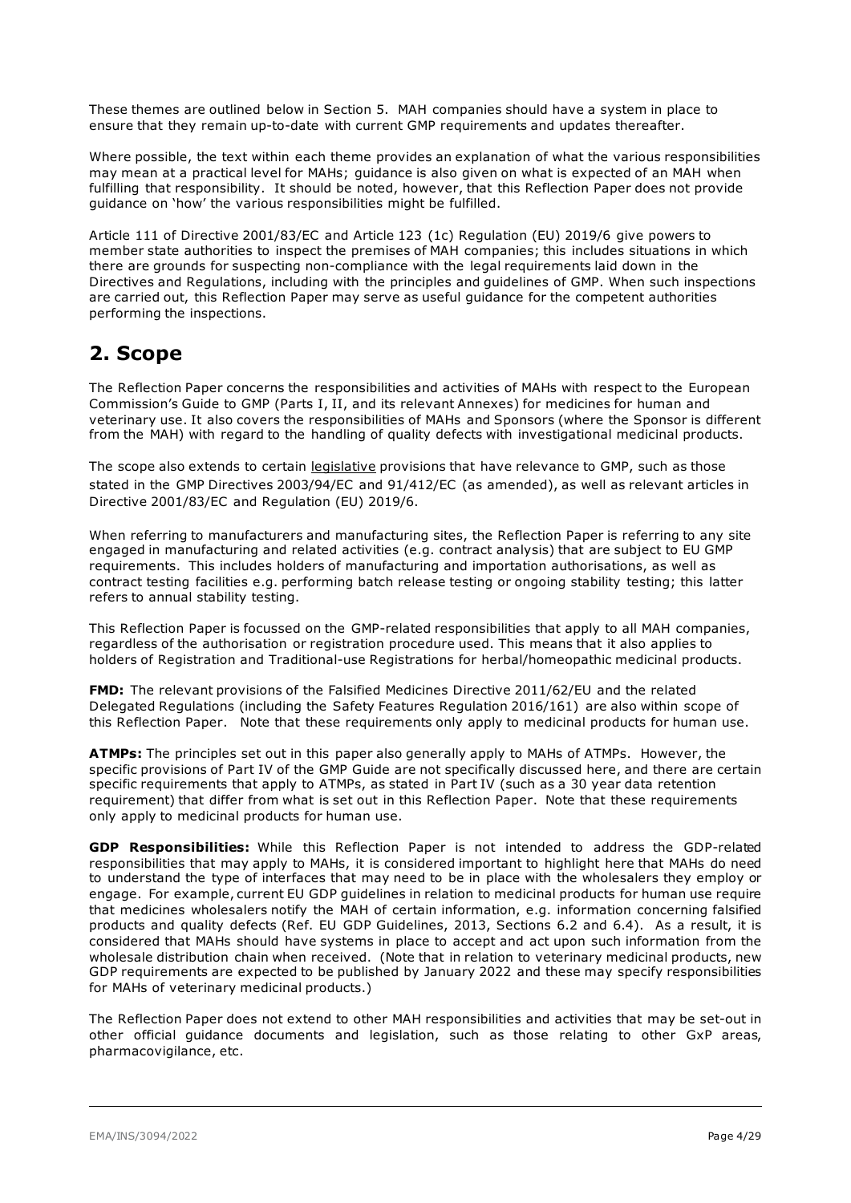These themes are outlined below in Section 5. MAH companies should have a system in place to ensure that they remain up-to-date with current GMP requirements and updates thereafter.

Where possible, the text within each theme provides an explanation of what the various responsibilities may mean at a practical level for MAHs; guidance is also given on what is expected of an MAH when fulfilling that responsibility. It should be noted, however, that this Reflection Paper does not provide guidance on 'how' the various responsibilities might be fulfilled.

Article 111 of Directive 2001/83/EC and Article 123 (1c) Regulation (EU) 2019/6 give powers to member state authorities to inspect the premises of MAH companies; this includes situations in which there are grounds for suspecting non-compliance with the legal requirements laid down in the Directives and Regulations, including with the principles and guidelines of GMP. When such inspections are carried out, this Reflection Paper may serve as useful guidance for the competent authorities performing the inspections.

## 2. Scope

The Reflection Paper concerns the responsibilities and activities of MAHs with respect to the European Commission's Guide to GMP (Parts I, II, and its relevant Annexes) for medicines for human and veterinary use. It also covers the responsibilities of MAHs and Sponsors (where the Sponsor is different from the MAH) with regard to the handling of quality defects with investigational medicinal products.

The scope also extends to certain legislative provisions that have relevance to GMP, such as those stated in the GMP Directives 2003/94/EC and 91/412/EC (as amended), as well as relevant articles in Directive 2001/83/EC and Regulation (EU) 2019/6.

When referring to manufacturers and manufacturing sites, the Reflection Paper is referring to any site engaged in manufacturing and related activities (e.g. contract analysis) that are subject to EU GMP requirements. This includes holders of manufacturing and importation authorisations, as well as contract testing facilities e.g. performing batch release testing or ongoing stability testing; this latter refers to annual stability testing.

This Reflection Paper is focussed on the GMP-related responsibilities that apply to all MAH companies, regardless of the authorisation or registration procedure used. This means that it also applies to holders of Registration and Traditional-use Registrations for herbal/homeopathic medicinal products.

**FMD:** The relevant provisions of the Falsified Medicines Directive 2011/62/EU and the related Delegated Regulations (including the Safety Features Regulation 2016/161) are also within scope of this Reflection Paper. Note that these requirements only apply to medicinal products for human use.

**ATMPs:** The principles set out in this paper also generally apply to MAHs of ATMPs. However, the specific provisions of Part IV of the GMP Guide are not specifically discussed here, and there are certain specific requirements that apply to ATMPs, as stated in Part IV (such as a 30 year data retention requirement) that differ from what is set out in this Reflection Paper. Note that these requirements only apply to medicinal products for human use.

**GDP Responsibilities:** While this Reflection Paper is not intended to address the GDP-related responsibilities that may apply to MAHs, it is considered important to highlight here that MAHs do need to understand the type of interfaces that may need to be in place with the wholesalers they employ or engage. For example, current EU GDP guidelines in relation to medicinal products for human use require that medicines wholesalers notify the MAH of certain information, e.g. information concerning falsified products and quality defects (Ref. EU GDP Guidelines, 2013, Sections 6.2 and 6.4). As a result, it is considered that MAHs should have systems in place to accept and act upon such information from the wholesale distribution chain when received. (Note that in relation to veterinary medicinal products, new GDP requirements are expected to be published by January 2022 and these may specify responsibilities for MAHs of veterinary medicinal products.)

The Reflection Paper does not extend to other MAH responsibilities and activities that may be set-out in other official guidance documents and legislation, such as those relating to other GxP areas, pharmacovigilance, etc.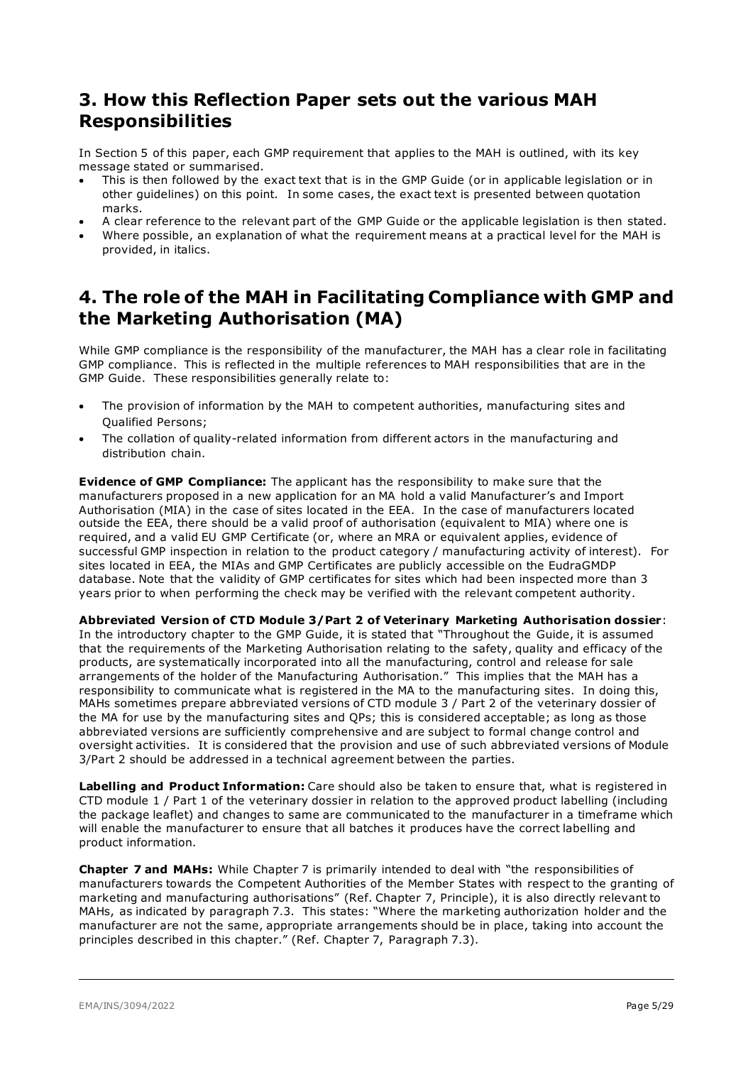## 3. How this Reflection Paper sets out the various MAH Responsibilities

In Section 5 of this paper, each GMP requirement that applies to the MAH is outlined, with its key message stated or summarised.

- This is then followed by the exact text that is in the GMP Guide (or in applicable legislation or in other guidelines) on this point. In some cases, the exact text is presented between quotation marks.
- A clear reference to the relevant part of the GMP Guide or the applicable legislation is then stated.
- Where possible, an explanation of what the requirement means at a practical level for the MAH is provided, in italics.

## 4. The role of the MAH in Facilitating Compliance with GMP and the Marketing Authorisation (MA)

While GMP compliance is the responsibility of the manufacturer, the MAH has a clear role in facilitating GMP compliance. This is reflected in the multiple references to MAH responsibilities that are in the GMP Guide. These responsibilities generally relate to:

- The provision of information by the MAH to competent authorities, manufacturing sites and Qualified Persons;
- The collation of quality-related information from different actors in the manufacturing and distribution chain.

**Evidence of GMP Compliance:** The applicant has the responsibility to make sure that the manufacturers proposed in a new application for an MA hold a valid Manufacturer's and Import Authorisation (MIA) in the case of sites located in the EEA. In the case of manufacturers located outside the EEA, there should be a valid proof of authorisation (equivalent to MIA) where one is required, and a valid EU GMP Certificate (or, where an MRA or equivalent applies, evidence of successful GMP inspection in relation to the product category / manufacturing activity of interest). For sites located in EEA, the MIAs and GMP Certificates are publicly accessible on the EudraGMDP database. Note that the validity of GMP certificates for sites which had been inspected more than 3 years prior to when performing the check may be verified with the relevant competent authority.

**Abbreviated Version of CTD Module 3/Part 2 of Veterinary Marketing Authorisation dossier**: In the introductory chapter to the GMP Guide, it is stated that "Throughout the Guide, it is assumed that the requirements of the Marketing Authorisation relating to the safety, quality and efficacy of the products, are systematically incorporated into all the manufacturing, control and release for sale arrangements of the holder of the Manufacturing Authorisation." This implies that the MAH has a responsibility to communicate what is registered in the MA to the manufacturing sites. In doing this, MAHs sometimes prepare abbreviated versions of CTD module 3 / Part 2 of the veterinary dossier of the MA for use by the manufacturing sites and QPs; this is considered acceptable; as long as those abbreviated versions are sufficiently comprehensive and are subject to formal change control and oversight activities. It is considered that the provision and use of such abbreviated versions of Module 3/Part 2 should be addressed in a technical agreement between the parties.

**Labelling and Product Information:** Care should also be taken to ensure that, what is registered in CTD module 1 / Part 1 of the veterinary dossier in relation to the approved product labelling (including the package leaflet) and changes to same are communicated to the manufacturer in a timeframe which will enable the manufacturer to ensure that all batches it produces have the correct labelling and product information.

**Chapter 7 and MAHs:** While Chapter 7 is primarily intended to deal with "the responsibilities of manufacturers towards the Competent Authorities of the Member States with respect to the granting of marketing and manufacturing authorisations" (Ref. Chapter 7, Principle), it is also directly relevant to MAHs, as indicated by paragraph 7.3. This states: "Where the marketing authorization holder and the manufacturer are not the same, appropriate arrangements should be in place, taking into account the principles described in this chapter." (Ref. Chapter 7, Paragraph 7.3).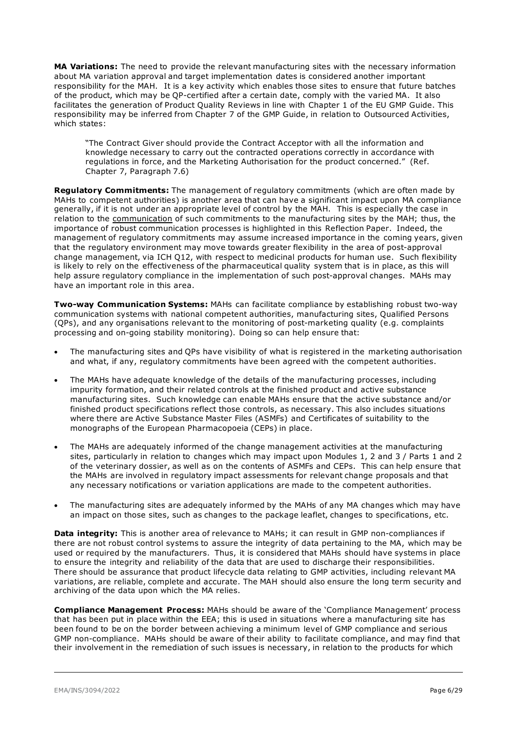**MA Variations:** The need to provide the relevant manufacturing sites with the necessary information about MA variation approval and target implementation dates is considered another important responsibility for the MAH. It is a key activity which enables those sites to ensure that future batches of the product, which may be QP-certified after a certain date, comply with the varied MA. It also facilitates the generation of Product Quality Reviews in line with Chapter 1 of the EU GMP Guide. This responsibility may be inferred from Chapter 7 of the GMP Guide, in relation to Outsourced Activities, which states:

> "The Contract Giver should provide the Contract Acceptor with all the information and knowledge necessary to carry out the contracted operations correctly in accordance with regulations in force, and the Marketing Authorisation for the product concerned." (Ref. Chapter 7, Paragraph 7.6)

**Regulatory Commitments:** The management of regulatory commitments (which are often made by MAHs to competent authorities) is another area that can have a significant impact upon MA compliance generally, if it is not under an appropriate level of control by the MAH. This is especially the case in relation to the communication of such commitments to the manufacturing sites by the MAH; thus, the importance of robust communication processes is highlighted in this Reflection Paper. Indeed, the management of regulatory commitments may assume increased importance in the coming years, given that the regulatory environment may move towards greater flexibility in the area of post-approval change management, via ICH Q12, with respect to medicinal products for human use. Such flexibility is likely to rely on the effectiveness of the pharmaceutical quality system that is in place, as this will help assure regulatory compliance in the implementation of such post-approval changes. MAHs may have an important role in this area.

**Two-way Communication Systems:** MAHs can facilitate compliance by establishing robust two-way communication systems with national competent authorities, manufacturing sites, Qualified Persons (QPs), and any organisations relevant to the monitoring of post-marketing quality (e.g. complaints processing and on-going stability monitoring). Doing so can help ensure that:

- The manufacturing sites and QPs have visibility of what is registered in the marketing authorisation and what, if any, regulatory commitments have been agreed with the competent authorities.
- The MAHs have adequate knowledge of the details of the manufacturing processes, including impurity formation, and their related controls at the finished product and active substance manufacturing sites. Such knowledge can enable MAHs ensure that the active substance and/or finished product specifications reflect those controls, as necessary. This also includes situations where there are Active Substance Master Files (ASMFs) and Certificates of suitability to the monographs of the European Pharmacopoeia (CEPs) in place.
- The MAHs are adequately informed of the change management activities at the manufacturing sites, particularly in relation to changes which may impact upon Modules 1, 2 and 3 / Parts 1 and 2 of the veterinary dossier, as well as on the contents of ASMFs and CEPs. This can help ensure that the MAHs are involved in regulatory impact assessments for relevant change proposals and that any necessary notifications or variation applications are made to the competent authorities.
- The manufacturing sites are adequately informed by the MAHs of any MA changes which may have an impact on those sites, such as changes to the package leaflet, changes to specifications, etc.

**Data integrity:** This is another area of relevance to MAHs; it can result in GMP non-compliances if there are not robust control systems to assure the integrity of data pertaining to the MA, which may be used or required by the manufacturers. Thus, it is considered that MAHs should have systems in place to ensure the integrity and reliability of the data that are used to discharge their responsibilities. There should be assurance that product lifecycle data relating to GMP activities, including relevant MA variations, are reliable, complete and accurate. The MAH should also ensure the long term security and archiving of the data upon which the MA relies.

**Compliance Management Process:** MAHs should be aware of the 'Compliance Management' process that has been put in place within the EEA; this is used in situations where a manufacturing site has been found to be on the border between achieving a minimum level of GMP compliance and serious GMP non-compliance. MAHs should be aware of their ability to facilitate compliance, and may find that their involvement in the remediation of such issues is necessary, in relation to the products for which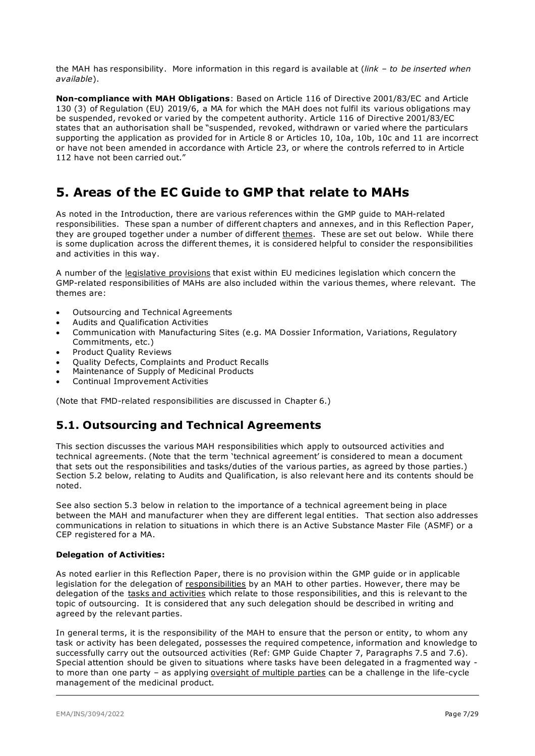the MAH has responsibility. More information in this regard is available at (*link – to be inserted when available*).

**Non-compliance with MAH Obligations**: Based on Article 116 of Directive 2001/83/EC and Article 130 (3) of Regulation (EU) 2019/6, a MA for which the MAH does not fulfil its various obligations may be suspended, revoked or varied by the competent authority. Article 116 of Directive 2001/83/EC states that an authorisation shall be "suspended, revoked, withdrawn or varied where the particulars supporting the application as provided for in Article 8 or Articles 10, 10a, 10b, 10c and 11 are incorrect or have not been amended in accordance with Article 23, or where the controls referred to in Article 112 have not been carried out."

# 5. Areas of the EC Guide to GMP that relate to MAHs

As noted in the Introduction, there are various references within the GMP guide to MAH-related responsibilities. These span a number of different chapters and annexes, and in this Reflection Paper, they are grouped together under a number of different themes. These are set out below. While there is some duplication across the different themes, it is considered helpful to consider the responsibilities and activities in this way.

A number of the legislative provisions that exist within EU medicines legislation which concern the GMP-related responsibilities of MAHs are also included within the various themes, where relevant. The themes are:

- Outsourcing and Technical Agreements
- Audits and Qualification Activities
- Communication with Manufacturing Sites (e.g. MA Dossier Information, Variations, Regulatory Commitments, etc.)
- Product Quality Reviews
- Quality Defects, Complaints and Product Recalls
- Maintenance of Supply of Medicinal Products
- Continual Improvement Activities

(Note that FMD-related responsibilities are discussed in Chapter 6.)

## 5.1. Outsourcing and Technical Agreements

This section discusses the various MAH responsibilities which apply to outsourced activities and technical agreements. (Note that the term 'technical agreement' is considered to mean a document that sets out the responsibilities and tasks/duties of the various parties, as agreed by those parties.) Section 5.2 below, relating to Audits and Qualification, is also relevant here and its contents should be noted.

See also section 5.3 below in relation to the importance of a technical agreement being in place between the MAH and manufacturer when they are different legal entities. That section also addresses communications in relation to situations in which there is an Active Substance Master File (ASMF) or a CEP registered for a MA.

**Delegation of Activities:**

As noted earlier in this Reflection Paper, there is no provision within the GMP guide or in applicable legislation for the delegation of responsibilities by an MAH to other parties. However, there may be delegation of the tasks and activities which relate to those responsibilities, and this is relevant to the topic of outsourcing. It is considered that any such delegation should be described in writing and agreed by the relevant parties.

In general terms, it is the responsibility of the MAH to ensure that the person or entity, to whom any task or activity has been delegated, possesses the required competence, information and knowledge to successfully carry out the outsourced activities (Ref: GMP Guide Chapter 7, Paragraphs 7.5 and 7.6). Special attention should be given to situations where tasks have been delegated in a fragmented way - to more than one party – as applying oversight of multiple parties can be a challenge in the life-cycle management of the medicinal product.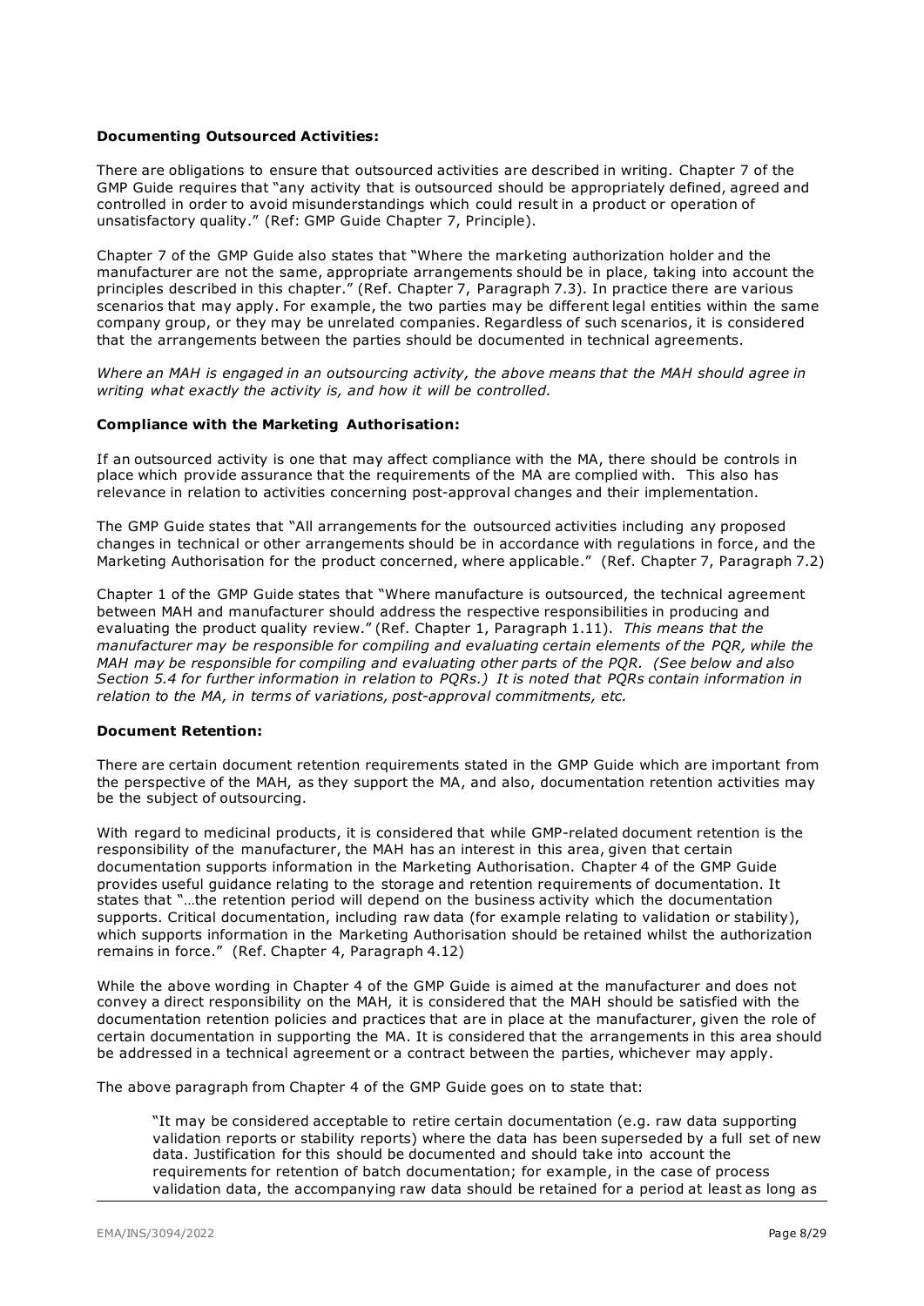**Documenting Outsourced Activities:**

There are obligations to ensure that outsourced activities are described in writing. Chapter 7 of the GMP Guide requires that "any activity that is outsourced should be appropriately defined, agreed and controlled in order to avoid misunderstandings which could result in a product or operation of unsatisfactory quality." (Ref: GMP Guide Chapter 7, Principle).

Chapter 7 of the GMP Guide also states that "Where the marketing authorization holder and the manufacturer are not the same, appropriate arrangements should be in place, taking into account the principles described in this chapter." (Ref. Chapter 7, Paragraph 7.3). In practice there are various scenarios that may apply. For example, the two parties may be different legal entities within the same company group, or they may be unrelated companies. Regardless of such scenarios, it is considered that the arrangements between the parties should be documented in technical agreements.

*Where an MAH is engaged in an outsourcing activity, the above means that the MAH should agree in writing what exactly the activity is, and how it will be controlled.*

**Compliance with the Marketing Authorisation:**

If an outsourced activity is one that may affect compliance with the MA, there should be controls in place which provide assurance that the requirements of the MA are complied with. This also has relevance in relation to activities concerning post-approval changes and their implementation.

The GMP Guide states that "All arrangements for the outsourced activities including any proposed changes in technical or other arrangements should be in accordance with regulations in force, and the Marketing Authorisation for the product concerned, where applicable." (Ref. Chapter 7, Paragraph 7.2)

Chapter 1 of the GMP Guide states that "Where manufacture is outsourced, the technical agreement between MAH and manufacturer should address the respective responsibilities in producing and evaluating the product quality review." (Ref. Chapter 1, Paragraph 1.11). *This means that the manufacturer may be responsible for compiling and evaluating certain elements of the PQR, while the MAH may be responsible for compiling and evaluating other parts of the PQR. (See below and also Section 5.4 for further information in relation to PQRs.) It is noted that PQRs contain information in relation to the MA, in terms of variations, post-approval commitments, etc.*

**Document Retention:**

There are certain document retention requirements stated in the GMP Guide which are important from the perspective of the MAH, as they support the MA, and also, documentation retention activities may be the subject of outsourcing.

With regard to medicinal products, it is considered that while GMP-related document retention is the responsibility of the manufacturer, the MAH has an interest in this area, given that certain documentation supports information in the Marketing Authorisation. Chapter 4 of the GMP Guide provides useful guidance relating to the storage and retention requirements of documentation. It states that "…the retention period will depend on the business activity which the documentation supports. Critical documentation, including raw data (for example relating to validation or stability), which supports information in the Marketing Authorisation should be retained whilst the authorization remains in force." (Ref. Chapter 4, Paragraph 4.12)

While the above wording in Chapter 4 of the GMP Guide is aimed at the manufacturer and does not convey a direct responsibility on the MAH, it is considered that the MAH should be satisfied with the documentation retention policies and practices that are in place at the manufacturer, given the role of certain documentation in supporting the MA. It is considered that the arrangements in this area should be addressed in a technical agreement or a contract between the parties, whichever may apply.

The above paragraph from Chapter 4 of the GMP Guide goes on to state that:

> "It may be considered acceptable to retire certain documentation (e.g. raw data supporting validation reports or stability reports) where the data has been superseded by a full set of new data. Justification for this should be documented and should take into account the requirements for retention of batch documentation; for example, in the case of process validation data, the accompanying raw data should be retained for a period at least as long as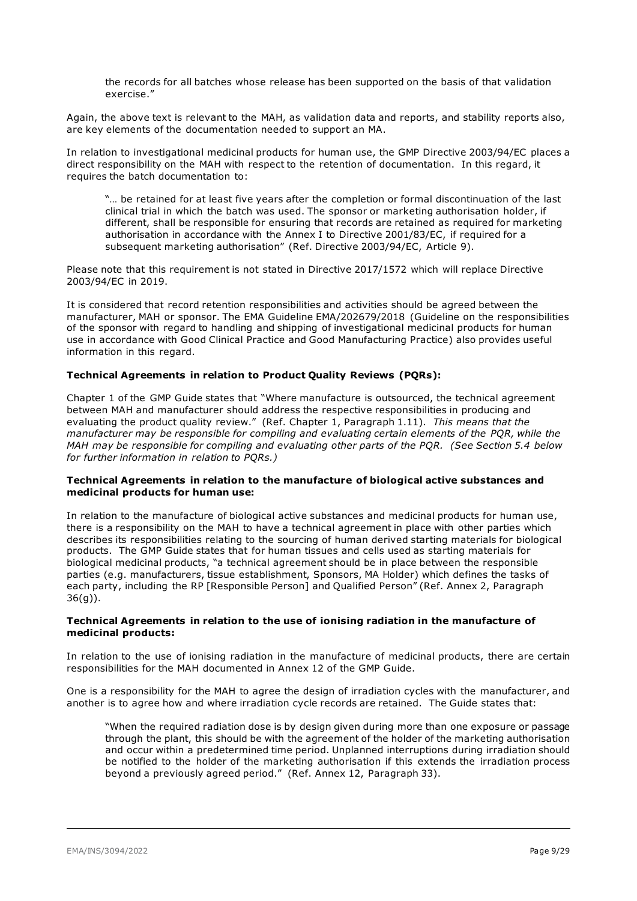> the records for all batches whose release has been supported on the basis of that validation exercise."

Again, the above text is relevant to the MAH, as validation data and reports, and stability reports also, are key elements of the documentation needed to support an MA.

In relation to investigational medicinal products for human use, the GMP Directive 2003/94/EC places a direct responsibility on the MAH with respect to the retention of documentation. In this regard, it requires the batch documentation to:

> "… be retained for at least five years after the completion or formal discontinuation of the last clinical trial in which the batch was used. The sponsor or marketing authorisation holder, if different, shall be responsible for ensuring that records are retained as required for marketing authorisation in accordance with the Annex I to Directive 2001/83/EC, if required for a subsequent marketing authorisation" (Ref. Directive 2003/94/EC, Article 9).

Please note that this requirement is not stated in Directive 2017/1572 which will replace Directive 2003/94/EC in 2019.

It is considered that record retention responsibilities and activities should be agreed between the manufacturer, MAH or sponsor. The EMA Guideline EMA/202679/2018 (Guideline on the responsibilities of the sponsor with regard to handling and shipping of investigational medicinal products for human use in accordance with Good Clinical Practice and Good Manufacturing Practice) also provides useful information in this regard.

**Technical Agreements in relation to Product Quality Reviews (PQRs):**

Chapter 1 of the GMP Guide states that "Where manufacture is outsourced, the technical agreement between MAH and manufacturer should address the respective responsibilities in producing and evaluating the product quality review." (Ref. Chapter 1, Paragraph 1.11). *This means that the manufacturer may be responsible for compiling and evaluating certain elements of the PQR, while the MAH may be responsible for compiling and evaluating other parts of the PQR. (See Section 5.4 below for further information in relation to PQRs.)*

**Technical Agreements in relation to the manufacture of biological active substances and medicinal products for human use:**

In relation to the manufacture of biological active substances and medicinal products for human use, there is a responsibility on the MAH to have a technical agreement in place with other parties which describes its responsibilities relating to the sourcing of human derived starting materials for biological products. The GMP Guide states that for human tissues and cells used as starting materials for biological medicinal products, "a technical agreement should be in place between the responsible parties (e.g. manufacturers, tissue establishment, Sponsors, MA Holder) which defines the tasks of each party, including the RP [Responsible Person] and Qualified Person" (Ref. Annex 2, Paragraph 36(g)).

**Technical Agreements in relation to the use of ionising radiation in the manufacture of medicinal products:**

In relation to the use of ionising radiation in the manufacture of medicinal products, there are certain responsibilities for the MAH documented in Annex 12 of the GMP Guide.

One is a responsibility for the MAH to agree the design of irradiation cycles with the manufacturer, and another is to agree how and where irradiation cycle records are retained. The Guide states that:

> "When the required radiation dose is by design given during more than one exposure or passage through the plant, this should be with the agreement of the holder of the marketing authorisation and occur within a predetermined time period. Unplanned interruptions during irradiation should be notified to the holder of the marketing authorisation if this extends the irradiation process beyond a previously agreed period." (Ref. Annex 12, Paragraph 33).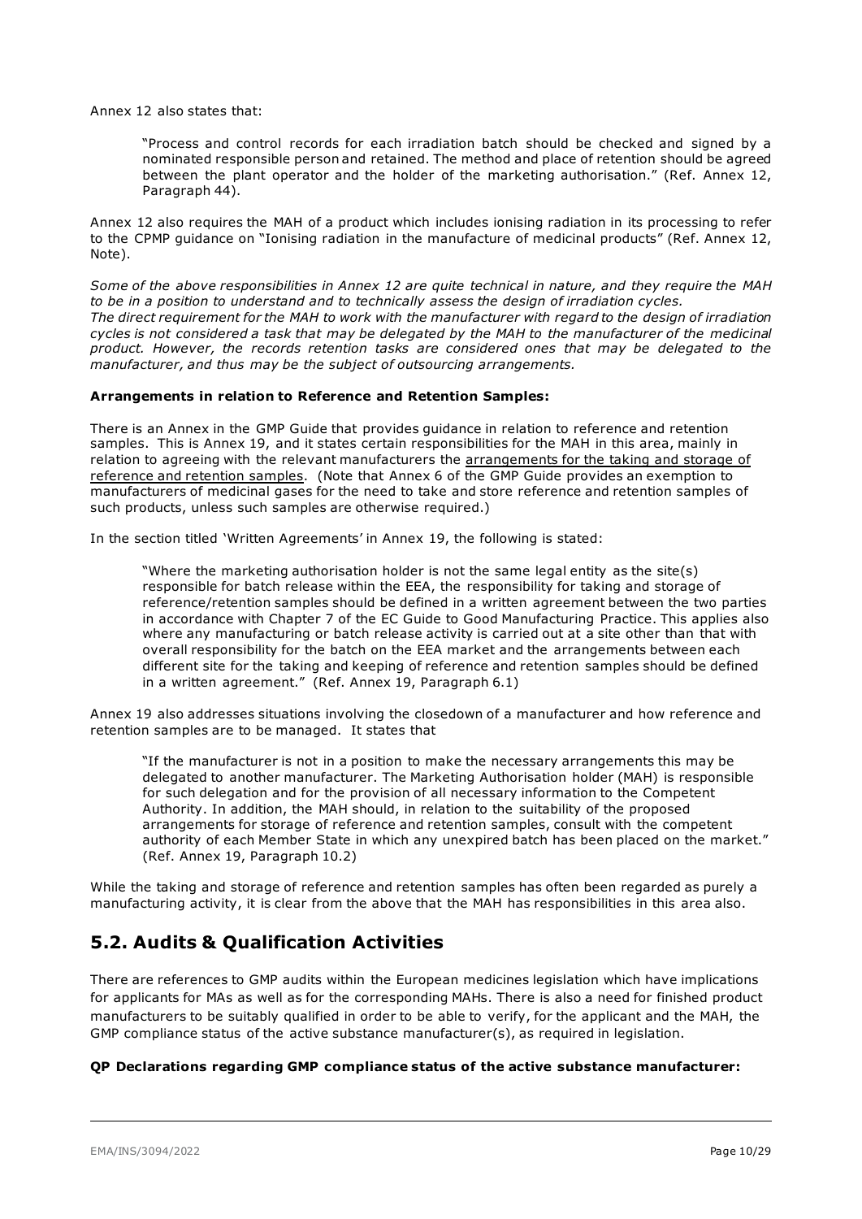Annex 12 also states that:

> "Process and control records for each irradiation batch should be checked and signed by a nominated responsible person and retained. The method and place of retention should be agreed between the plant operator and the holder of the marketing authorisation." (Ref. Annex 12, Paragraph 44).

Annex 12 also requires the MAH of a product which includes ionising radiation in its processing to refer to the CPMP guidance on "Ionising radiation in the manufacture of medicinal products" (Ref. Annex 12, Note).

*Some of the above responsibilities in Annex 12 are quite technical in nature, and they require the MAH to be in a position to understand and to technically assess the design of irradiation cycles.*
*The direct requirement for the MAH to work with the manufacturer with regard to the design of irradiation cycles is not considered a task that may be delegated by the MAH to the manufacturer of the medicinal product. However, the records retention tasks are considered ones that may be delegated to the manufacturer, and thus may be the subject of outsourcing arrangements.*

**Arrangements in relation to Reference and Retention Samples:**

There is an Annex in the GMP Guide that provides guidance in relation to reference and retention samples. This is Annex 19, and it states certain responsibilities for the MAH in this area, mainly in relation to agreeing with the relevant manufacturers the arrangements for the taking and storage of reference and retention samples. (Note that Annex 6 of the GMP Guide provides an exemption to manufacturers of medicinal gases for the need to take and store reference and retention samples of such products, unless such samples are otherwise required.)

In the section titled 'Written Agreements' in Annex 19, the following is stated:

> "Where the marketing authorisation holder is not the same legal entity as the site(s) responsible for batch release within the EEA, the responsibility for taking and storage of reference/retention samples should be defined in a written agreement between the two parties in accordance with Chapter 7 of the EC Guide to Good Manufacturing Practice. This applies also where any manufacturing or batch release activity is carried out at a site other than that with overall responsibility for the batch on the EEA market and the arrangements between each different site for the taking and keeping of reference and retention samples should be defined in a written agreement." (Ref. Annex 19, Paragraph 6.1)

Annex 19 also addresses situations involving the closedown of a manufacturer and how reference and retention samples are to be managed. It states that

> "If the manufacturer is not in a position to make the necessary arrangements this may be delegated to another manufacturer. The Marketing Authorisation holder (MAH) is responsible for such delegation and for the provision of all necessary information to the Competent Authority. In addition, the MAH should, in relation to the suitability of the proposed arrangements for storage of reference and retention samples, consult with the competent authority of each Member State in which any unexpired batch has been placed on the market." (Ref. Annex 19, Paragraph 10.2)

While the taking and storage of reference and retention samples has often been regarded as purely a manufacturing activity, it is clear from the above that the MAH has responsibilities in this area also.

## 5.2. Audits & Qualification Activities

There are references to GMP audits within the European medicines legislation which have implications for applicants for MAs as well as for the corresponding MAHs. There is also a need for finished product manufacturers to be suitably qualified in order to be able to verify, for the applicant and the MAH, the GMP compliance status of the active substance manufacturer(s), as required in legislation.

**QP Declarations regarding GMP compliance status of the active substance manufacturer:**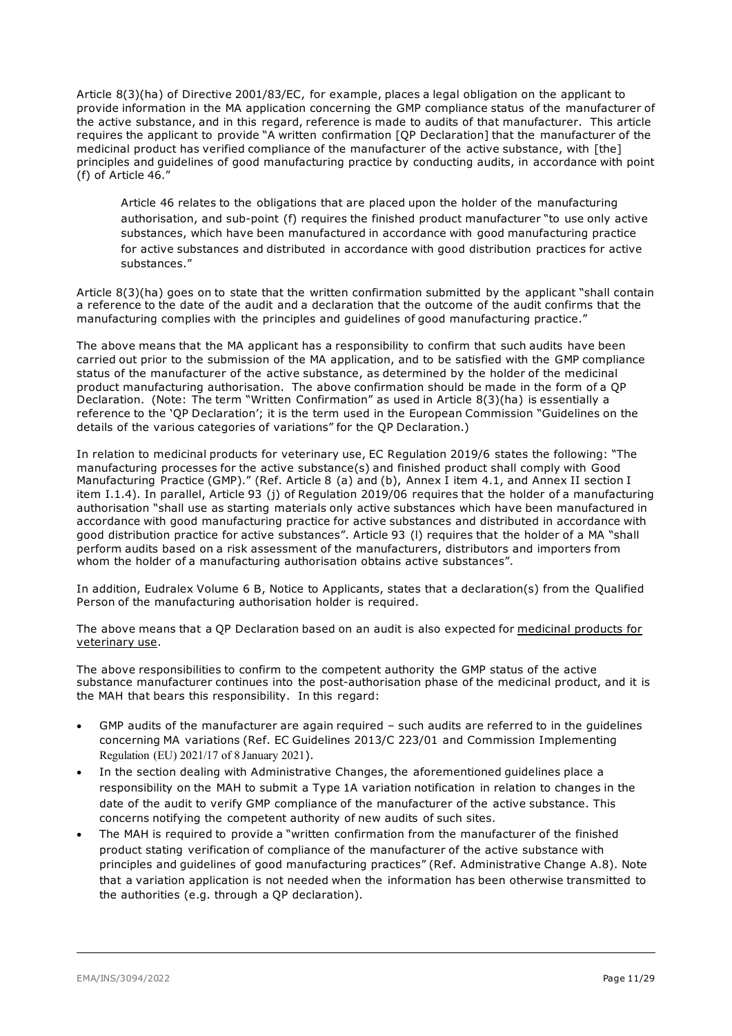Article 8(3)(ha) of Directive 2001/83/EC, for example, places a legal obligation on the applicant to provide information in the MA application concerning the GMP compliance status of the manufacturer of the active substance, and in this regard, reference is made to audits of that manufacturer. This article requires the applicant to provide "A written confirmation [QP Declaration] that the manufacturer of the medicinal product has verified compliance of the manufacturer of the active substance, with [the] principles and guidelines of good manufacturing practice by conducting audits, in accordance with point (f) of Article 46."

> Article 46 relates to the obligations that are placed upon the holder of the manufacturing authorisation, and sub-point (f) requires the finished product manufacturer "to use only active substances, which have been manufactured in accordance with good manufacturing practice for active substances and distributed in accordance with good distribution practices for active substances."

Article 8(3)(ha) goes on to state that the written confirmation submitted by the applicant "shall contain a reference to the date of the audit and a declaration that the outcome of the audit confirms that the manufacturing complies with the principles and guidelines of good manufacturing practice."

The above means that the MA applicant has a responsibility to confirm that such audits have been carried out prior to the submission of the MA application, and to be satisfied with the GMP compliance status of the manufacturer of the active substance, as determined by the holder of the medicinal product manufacturing authorisation. The above confirmation should be made in the form of a QP Declaration. (Note: The term "Written Confirmation" as used in Article 8(3)(ha) is essentially a reference to the 'QP Declaration'; it is the term used in the European Commission "Guidelines on the details of the various categories of variations" for the QP Declaration.)

In relation to medicinal products for veterinary use, EC Regulation 2019/6 states the following: "The manufacturing processes for the active substance(s) and finished product shall comply with Good Manufacturing Practice (GMP)." (Ref. Article 8 (a) and (b), Annex I item 4.1, and Annex II section I item I.1.4). In parallel, Article 93 (j) of Regulation 2019/06 requires that the holder of a manufacturing authorisation "shall use as starting materials only active substances which have been manufactured in accordance with good manufacturing practice for active substances and distributed in accordance with good distribution practice for active substances". Article 93 (l) requires that the holder of a MA "shall perform audits based on a risk assessment of the manufacturers, distributors and importers from whom the holder of a manufacturing authorisation obtains active substances".

In addition, Eudralex Volume 6 B, Notice to Applicants, states that a declaration(s) from the Qualified Person of the manufacturing authorisation holder is required.

The above means that a QP Declaration based on an audit is also expected for <u>medicinal products for veterinary use</u>.

The above responsibilities to confirm to the competent authority the GMP status of the active substance manufacturer continues into the post-authorisation phase of the medicinal product, and it is the MAH that bears this responsibility. In this regard:

- GMP audits of the manufacturer are again required – such audits are referred to in the guidelines concerning MA variations (Ref. EC Guidelines 2013/C 223/01 and Commission Implementing Regulation (EU) 2021/17 of 8 January 2021).
- In the section dealing with Administrative Changes, the aforementioned guidelines place a responsibility on the MAH to submit a Type 1A variation notification in relation to changes in the date of the audit to verify GMP compliance of the manufacturer of the active substance. This concerns notifying the competent authority of new audits of such sites.
- The MAH is required to provide a "written confirmation from the manufacturer of the finished product stating verification of compliance of the manufacturer of the active substance with principles and guidelines of good manufacturing practices" (Ref. Administrative Change A.8). Note that a variation application is not needed when the information has been otherwise transmitted to the authorities (e.g. through a QP declaration).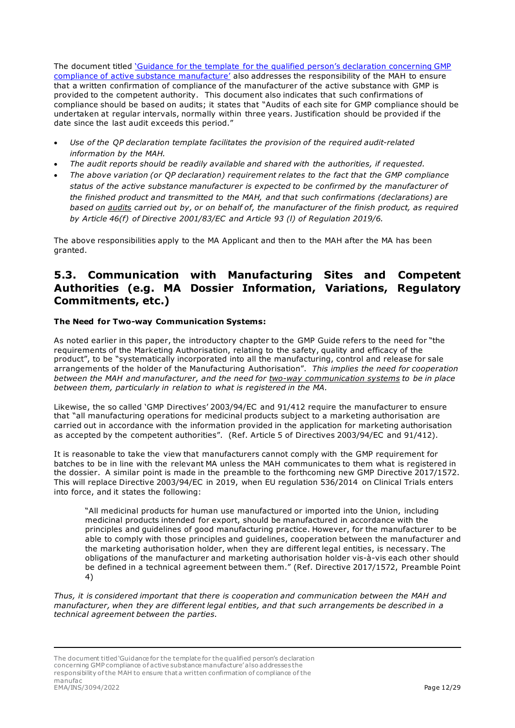The document titled 'Guidance for the template for the qualified person's declaration concerning GMP compliance of active substance manufacture' also addresses the responsibility of the MAH to ensure that a written confirmation of compliance of the manufacturer of the active substance with GMP is provided to the competent authority. This document also indicates that such confirmations of compliance should be based on audits; it states that "Audits of each site for GMP compliance should be undertaken at regular intervals, normally within three years. Justification should be provided if the date since the last audit exceeds this period."

- *Use of the QP declaration template facilitates the provision of the required audit-related information by the MAH.*
- *The audit reports should be readily available and shared with the authorities, if requested.*
- *The above variation (or QP declaration) requirement relates to the fact that the GMP compliance status of the active substance manufacturer is expected to be confirmed by the manufacturer of the finished product and transmitted to the MAH, and that such confirmations (declarations) are based on audits carried out by, or on behalf of, the manufacturer of the finish product, as required by Article 46(f) of Directive 2001/83/EC and Article 93 (l) of Regulation 2019/6.*

The above responsibilities apply to the MA Applicant and then to the MAH after the MA has been granted.

## 5.3. Communication with Manufacturing Sites and Competent Authorities (e.g. MA Dossier Information, Variations, Regulatory Commitments, etc.)

**The Need for Two-way Communication Systems:**

As noted earlier in this paper, the introductory chapter to the GMP Guide refers to the need for "the requirements of the Marketing Authorisation, relating to the safety, quality and efficacy of the product", to be "systematically incorporated into all the manufacturing, control and release for sale arrangements of the holder of the Manufacturing Authorisation". *This implies the need for cooperation between the MAH and manufacturer, and the need for two-way communication systems to be in place between them, particularly in relation to what is registered in the MA.*

Likewise, the so called 'GMP Directives' 2003/94/EC and 91/412 require the manufacturer to ensure that "all manufacturing operations for medicinal products subject to a marketing authorisation are carried out in accordance with the information provided in the application for marketing authorisation as accepted by the competent authorities". (Ref. Article 5 of Directives 2003/94/EC and 91/412).

It is reasonable to take the view that manufacturers cannot comply with the GMP requirement for batches to be in line with the relevant MA unless the MAH communicates to them what is registered in the dossier. A similar point is made in the preamble to the forthcoming new GMP Directive 2017/1572. This will replace Directive 2003/94/EC in 2019, when EU regulation 536/2014 on Clinical Trials enters into force, and it states the following:

> "All medicinal products for human use manufactured or imported into the Union, including medicinal products intended for export, should be manufactured in accordance with the principles and guidelines of good manufacturing practice. However, for the manufacturer to be able to comply with those principles and guidelines, cooperation between the manufacturer and the marketing authorisation holder, when they are different legal entities, is necessary. The obligations of the manufacturer and marketing authorisation holder vis-à-vis each other should be defined in a technical agreement between them." (Ref. Directive 2017/1572, Preamble Point 4)

*Thus, it is considered important that there is cooperation and communication between the MAH and manufacturer, when they are different legal entities, and that such arrangements be described in a technical agreement between the parties.*

The document titled 'Guidance for the template for the qualified person's declaration concerning GMP compliance of active substance manufacture' also addresses the responsibility of the MAH to ensure that a written confirmation of compliance of the manufac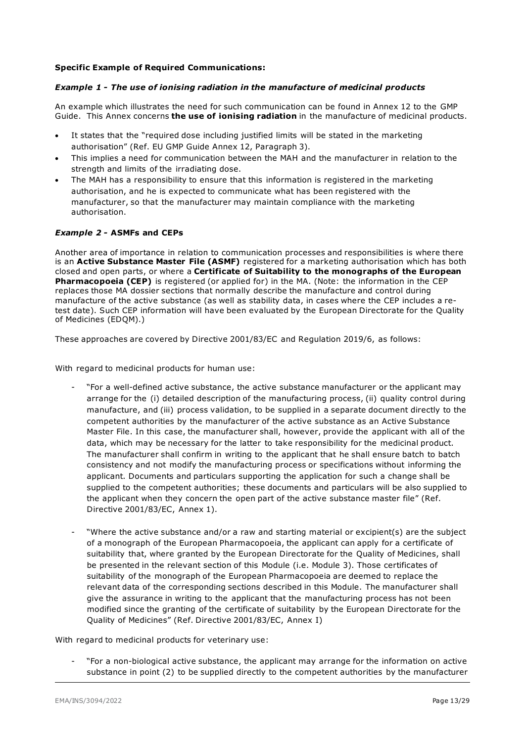**Specific Example of Required Communications:**

***Example 1 - The use of ionising radiation in the manufacture of medicinal products***

An example which illustrates the need for such communication can be found in Annex 12 to the GMP Guide. This Annex concerns **the use of ionising radiation** in the manufacture of medicinal products.

- It states that the "required dose including justified limits will be stated in the marketing authorisation" (Ref. EU GMP Guide Annex 12, Paragraph 3).
- This implies a need for communication between the MAH and the manufacturer in relation to the strength and limits of the irradiating dose.
- The MAH has a responsibility to ensure that this information is registered in the marketing authorisation, and he is expected to communicate what has been registered with the manufacturer, so that the manufacturer may maintain compliance with the marketing authorisation.

***Example 2 -* ASMFs and CEPs**

Another area of importance in relation to communication processes and responsibilities is where there is an **Active Substance Master File (ASMF)** registered for a marketing authorisation which has both closed and open parts, or where a **Certificate of Suitability to the monographs of the European Pharmacopoeia (CEP)** is registered (or applied for) in the MA. (Note: the information in the CEP replaces those MA dossier sections that normally describe the manufacture and control during manufacture of the active substance (as well as stability data, in cases where the CEP includes a re-test date). Such CEP information will have been evaluated by the European Directorate for the Quality of Medicines (EDQM).)

These approaches are covered by Directive 2001/83/EC and Regulation 2019/6, as follows:

With regard to medicinal products for human use:

- "For a well-defined active substance, the active substance manufacturer or the applicant may arrange for the (i) detailed description of the manufacturing process, (ii) quality control during manufacture, and (iii) process validation, to be supplied in a separate document directly to the competent authorities by the manufacturer of the active substance as an Active Substance Master File. In this case, the manufacturer shall, however, provide the applicant with all of the data, which may be necessary for the latter to take responsibility for the medicinal product. The manufacturer shall confirm in writing to the applicant that he shall ensure batch to batch consistency and not modify the manufacturing process or specifications without informing the applicant. Documents and particulars supporting the application for such a change shall be supplied to the competent authorities; these documents and particulars will be also supplied to the applicant when they concern the open part of the active substance master file" (Ref. Directive 2001/83/EC, Annex 1).

- "Where the active substance and/or a raw and starting material or excipient(s) are the subject of a monograph of the European Pharmacopoeia, the applicant can apply for a certificate of suitability that, where granted by the European Directorate for the Quality of Medicines, shall be presented in the relevant section of this Module (i.e. Module 3). Those certificates of suitability of the monograph of the European Pharmacopoeia are deemed to replace the relevant data of the corresponding sections described in this Module. The manufacturer shall give the assurance in writing to the applicant that the manufacturing process has not been modified since the granting of the certificate of suitability by the European Directorate for the Quality of Medicines" (Ref. Directive 2001/83/EC, Annex I)

With regard to medicinal products for veterinary use:

- "For a non-biological active substance, the applicant may arrange for the information on active substance in point (2) to be supplied directly to the competent authorities by the manufacturer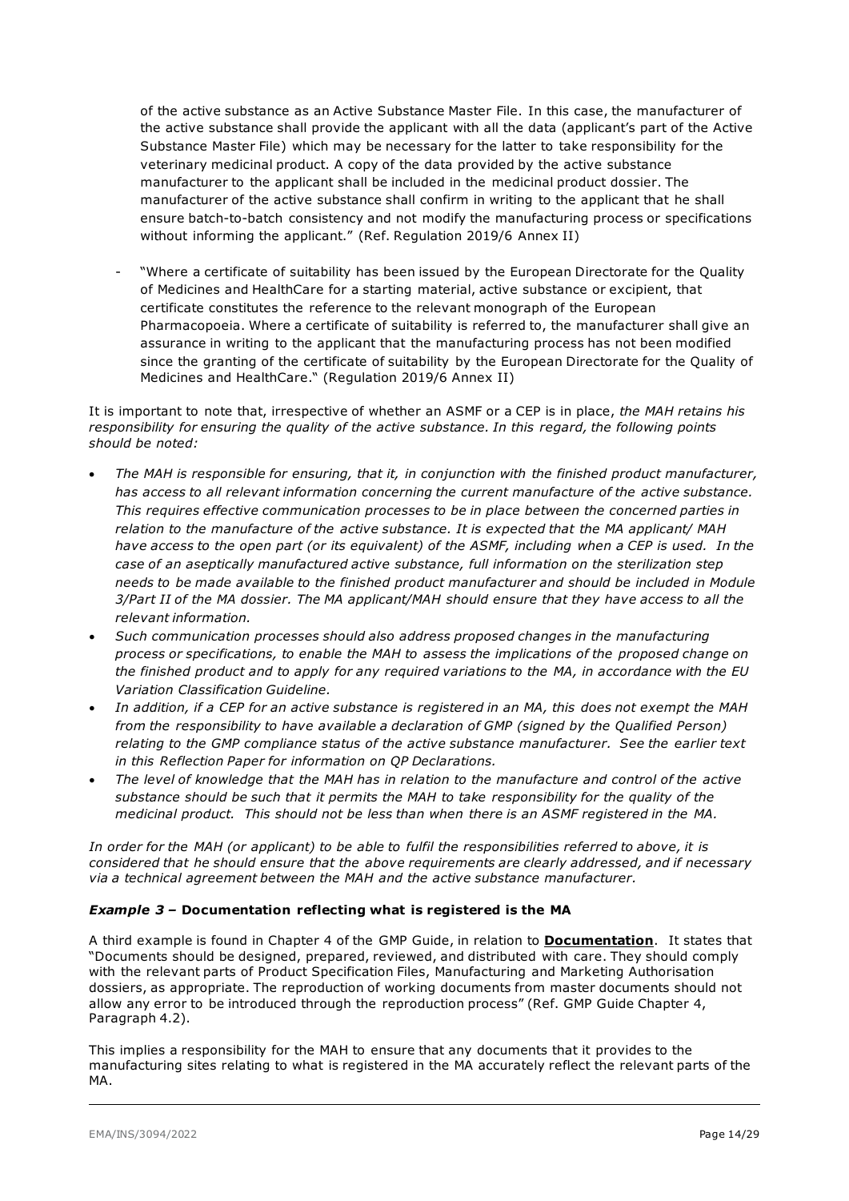of the active substance as an Active Substance Master File. In this case, the manufacturer of the active substance shall provide the applicant with all the data (applicant's part of the Active Substance Master File) which may be necessary for the latter to take responsibility for the veterinary medicinal product. A copy of the data provided by the active substance manufacturer to the applicant shall be included in the medicinal product dossier. The manufacturer of the active substance shall confirm in writing to the applicant that he shall ensure batch-to-batch consistency and not modify the manufacturing process or specifications without informing the applicant." (Ref. Regulation 2019/6 Annex II)

- "Where a certificate of suitability has been issued by the European Directorate for the Quality of Medicines and HealthCare for a starting material, active substance or excipient, that certificate constitutes the reference to the relevant monograph of the European Pharmacopoeia. Where a certificate of suitability is referred to, the manufacturer shall give an assurance in writing to the applicant that the manufacturing process has not been modified since the granting of the certificate of suitability by the European Directorate for the Quality of Medicines and HealthCare." (Regulation 2019/6 Annex II)

It is important to note that, irrespective of whether an ASMF or a CEP is in place, *the MAH retains his responsibility for ensuring the quality of the active substance. In this regard, the following points should be noted:*

- *The MAH is responsible for ensuring, that it, in conjunction with the finished product manufacturer, has access to all relevant information concerning the current manufacture of the active substance. This requires effective communication processes to be in place between the concerned parties in relation to the manufacture of the active substance. It is expected that the MA applicant/ MAH have access to the open part (or its equivalent) of the ASMF, including when a CEP is used. In the case of an aseptically manufactured active substance, full information on the sterilization step needs to be made available to the finished product manufacturer and should be included in Module 3/Part II of the MA dossier. The MA applicant/MAH should ensure that they have access to all the relevant information.*
- *Such communication processes should also address proposed changes in the manufacturing process or specifications, to enable the MAH to assess the implications of the proposed change on the finished product and to apply for any required variations to the MA, in accordance with the EU Variation Classification Guideline.*
- *In addition, if a CEP for an active substance is registered in an MA, this does not exempt the MAH from the responsibility to have available a declaration of GMP (signed by the Qualified Person) relating to the GMP compliance status of the active substance manufacturer. See the earlier text in this Reflection Paper for information on QP Declarations.*
- *The level of knowledge that the MAH has in relation to the manufacture and control of the active substance should be such that it permits the MAH to take responsibility for the quality of the medicinal product. This should not be less than when there is an ASMF registered in the MA.*

*In order for the MAH (or applicant) to be able to fulfil the responsibilities referred to above, it is considered that he should ensure that the above requirements are clearly addressed, and if necessary via a technical agreement between the MAH and the active substance manufacturer.*

#### ***Example 3* – Documentation reflecting what is registered is the MA**

A third example is found in Chapter 4 of the GMP Guide, in relation to **Documentation**. It states that "Documents should be designed, prepared, reviewed, and distributed with care. They should comply with the relevant parts of Product Specification Files, Manufacturing and Marketing Authorisation dossiers, as appropriate. The reproduction of working documents from master documents should not allow any error to be introduced through the reproduction process" (Ref. GMP Guide Chapter 4, Paragraph 4.2).

This implies a responsibility for the MAH to ensure that any documents that it provides to the manufacturing sites relating to what is registered in the MA accurately reflect the relevant parts of the MA.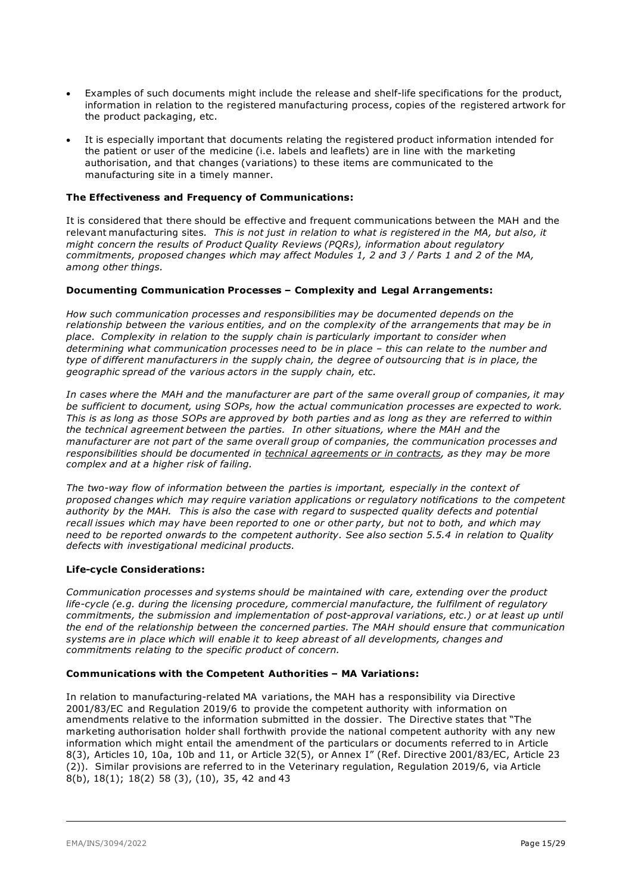- Examples of such documents might include the release and shelf-life specifications for the product, information in relation to the registered manufacturing process, copies of the registered artwork for the product packaging, etc.
- It is especially important that documents relating the registered product information intended for the patient or user of the medicine (i.e. labels and leaflets) are in line with the marketing authorisation, and that changes (variations) to these items are communicated to the manufacturing site in a timely manner.

**The Effectiveness and Frequency of Communications:**

It is considered that there should be effective and frequent communications between the MAH and the relevant manufacturing sites. *This is not just in relation to what is registered in the MA, but also, it might concern the results of Product Quality Reviews (PQRs), information about regulatory commitments, proposed changes which may affect Modules 1, 2 and 3 / Parts 1 and 2 of the MA, among other things.*

**Documenting Communication Processes – Complexity and Legal Arrangements:**

*How such communication processes and responsibilities may be documented depends on the relationship between the various entities, and on the complexity of the arrangements that may be in place. Complexity in relation to the supply chain is particularly important to consider when determining what communication processes need to be in place – this can relate to the number and type of different manufacturers in the supply chain, the degree of outsourcing that is in place, the geographic spread of the various actors in the supply chain, etc.*

*In cases where the MAH and the manufacturer are part of the same overall group of companies, it may be sufficient to document, using SOPs, how the actual communication processes are expected to work. This is as long as those SOPs are approved by both parties and as long as they are referred to within the technical agreement between the parties. In other situations, where the MAH and the manufacturer are not part of the same overall group of companies, the communication processes and responsibilities should be documented in <u>technical agreements or in contracts</u>, as they may be more complex and at a higher risk of failing.*

*The two-way flow of information between the parties is important, especially in the context of proposed changes which may require variation applications or regulatory notifications to the competent authority by the MAH. This is also the case with regard to suspected quality defects and potential recall issues which may have been reported to one or other party, but not to both, and which may need to be reported onwards to the competent authority. See also section 5.5.4 in relation to Quality defects with investigational medicinal products.*

**Life-cycle Considerations:**

*Communication processes and systems should be maintained with care, extending over the product life-cycle (e.g. during the licensing procedure, commercial manufacture, the fulfilment of regulatory commitments, the submission and implementation of post-approval variations, etc.) or at least up until the end of the relationship between the concerned parties. The MAH should ensure that communication systems are in place which will enable it to keep abreast of all developments, changes and commitments relating to the specific product of concern.*

**Communications with the Competent Authorities – MA Variations:**

In relation to manufacturing-related MA variations, the MAH has a responsibility via Directive 2001/83/EC and Regulation 2019/6 to provide the competent authority with information on amendments relative to the information submitted in the dossier. The Directive states that "The marketing authorisation holder shall forthwith provide the national competent authority with any new information which might entail the amendment of the particulars or documents referred to in Article 8(3), Articles 10, 10a, 10b and 11, or Article 32(5), or Annex I" (Ref. Directive 2001/83/EC, Article 23 (2)). Similar provisions are referred to in the Veterinary regulation, Regulation 2019/6, via Article 8(b), 18(1); 18(2) 58 (3), (10), 35, 42 and 43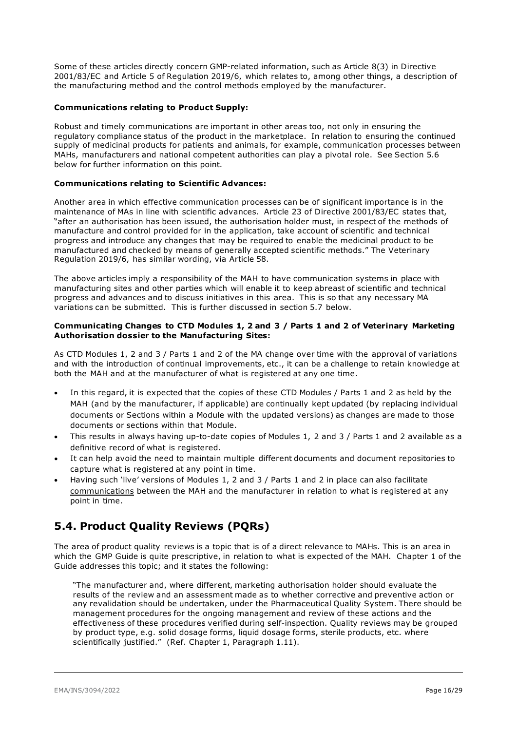Some of these articles directly concern GMP-related information, such as Article 8(3) in Directive 2001/83/EC and Article 5 of Regulation 2019/6, which relates to, among other things, a description of the manufacturing method and the control methods employed by the manufacturer.

**Communications relating to Product Supply:**

Robust and timely communications are important in other areas too, not only in ensuring the regulatory compliance status of the product in the marketplace. In relation to ensuring the continued supply of medicinal products for patients and animals, for example, communication processes between MAHs, manufacturers and national competent authorities can play a pivotal role. See Section 5.6 below for further information on this point.

**Communications relating to Scientific Advances:**

Another area in which effective communication processes can be of significant importance is in the maintenance of MAs in line with scientific advances. Article 23 of Directive 2001/83/EC states that, "after an authorisation has been issued, the authorisation holder must, in respect of the methods of manufacture and control provided for in the application, take account of scientific and technical progress and introduce any changes that may be required to enable the medicinal product to be manufactured and checked by means of generally accepted scientific methods." The Veterinary Regulation 2019/6, has similar wording, via Article 58.

The above articles imply a responsibility of the MAH to have communication systems in place with manufacturing sites and other parties which will enable it to keep abreast of scientific and technical progress and advances and to discuss initiatives in this area. This is so that any necessary MA variations can be submitted. This is further discussed in section 5.7 below.

**Communicating Changes to CTD Modules 1, 2 and 3 / Parts 1 and 2 of Veterinary Marketing Authorisation dossier to the Manufacturing Sites:**

As CTD Modules 1, 2 and 3 / Parts 1 and 2 of the MA change over time with the approval of variations and with the introduction of continual improvements, etc., it can be a challenge to retain knowledge at both the MAH and at the manufacturer of what is registered at any one time.

- In this regard, it is expected that the copies of these CTD Modules / Parts 1 and 2 as held by the MAH (and by the manufacturer, if applicable) are continually kept updated (by replacing individual documents or Sections within a Module with the updated versions) as changes are made to those documents or sections within that Module.
- This results in always having up-to-date copies of Modules 1, 2 and 3 / Parts 1 and 2 available as a definitive record of what is registered.
- It can help avoid the need to maintain multiple different documents and document repositories to capture what is registered at any point in time.
- Having such 'live' versions of Modules 1, 2 and 3 / Parts 1 and 2 in place can also facilitate communications between the MAH and the manufacturer in relation to what is registered at any point in time.

## 5.4. Product Quality Reviews (PQRs)

The area of product quality reviews is a topic that is of a direct relevance to MAHs. This is an area in which the GMP Guide is quite prescriptive, in relation to what is expected of the MAH. Chapter 1 of the Guide addresses this topic; and it states the following:

> "The manufacturer and, where different, marketing authorisation holder should evaluate the results of the review and an assessment made as to whether corrective and preventive action or any revalidation should be undertaken, under the Pharmaceutical Quality System. There should be management procedures for the ongoing management and review of these actions and the effectiveness of these procedures verified during self-inspection. Quality reviews may be grouped by product type, e.g. solid dosage forms, liquid dosage forms, sterile products, etc. where scientifically justified." (Ref. Chapter 1, Paragraph 1.11).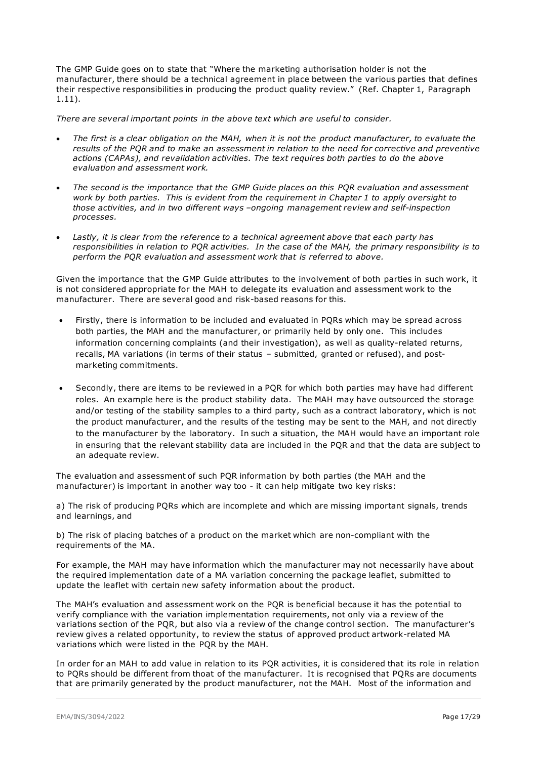The GMP Guide goes on to state that "Where the marketing authorisation holder is not the manufacturer, there should be a technical agreement in place between the various parties that defines their respective responsibilities in producing the product quality review." (Ref. Chapter 1, Paragraph 1.11).

*There are several important points in the above text which are useful to consider.*

- *The first is a clear obligation on the MAH, when it is not the product manufacturer, to evaluate the results of the PQR and to make an assessment in relation to the need for corrective and preventive actions (CAPAs), and revalidation activities. The text requires both parties to do the above evaluation and assessment work.*
- *The second is the importance that the GMP Guide places on this PQR evaluation and assessment work by both parties. This is evident from the requirement in Chapter 1 to apply oversight to those activities, and in two different ways –ongoing management review and self-inspection processes.*
- *Lastly, it is clear from the reference to a technical agreement above that each party has responsibilities in relation to PQR activities. In the case of the MAH, the primary responsibility is to perform the PQR evaluation and assessment work that is referred to above.*

Given the importance that the GMP Guide attributes to the involvement of both parties in such work, it is not considered appropriate for the MAH to delegate its evaluation and assessment work to the manufacturer. There are several good and risk-based reasons for this.

- Firstly, there is information to be included and evaluated in PQRs which may be spread across both parties, the MAH and the manufacturer, or primarily held by only one. This includes information concerning complaints (and their investigation), as well as quality-related returns, recalls, MA variations (in terms of their status – submitted, granted or refused), and post-marketing commitments.
- Secondly, there are items to be reviewed in a PQR for which both parties may have had different roles. An example here is the product stability data. The MAH may have outsourced the storage and/or testing of the stability samples to a third party, such as a contract laboratory, which is not the product manufacturer, and the results of the testing may be sent to the MAH, and not directly to the manufacturer by the laboratory. In such a situation, the MAH would have an important role in ensuring that the relevant stability data are included in the PQR and that the data are subject to an adequate review.

The evaluation and assessment of such PQR information by both parties (the MAH and the manufacturer) is important in another way too - it can help mitigate two key risks:

a) The risk of producing PQRs which are incomplete and which are missing important signals, trends and learnings, and

b) The risk of placing batches of a product on the market which are non-compliant with the requirements of the MA.

For example, the MAH may have information which the manufacturer may not necessarily have about the required implementation date of a MA variation concerning the package leaflet, submitted to update the leaflet with certain new safety information about the product.

The MAH's evaluation and assessment work on the PQR is beneficial because it has the potential to verify compliance with the variation implementation requirements, not only via a review of the variations section of the PQR, but also via a review of the change control section. The manufacturer's review gives a related opportunity, to review the status of approved product artwork-related MA variations which were listed in the PQR by the MAH.

In order for an MAH to add value in relation to its PQR activities, it is considered that its role in relation to PQRs should be different from thoat of the manufacturer. It is recognised that PQRs are documents that are primarily generated by the product manufacturer, not the MAH. Most of the information and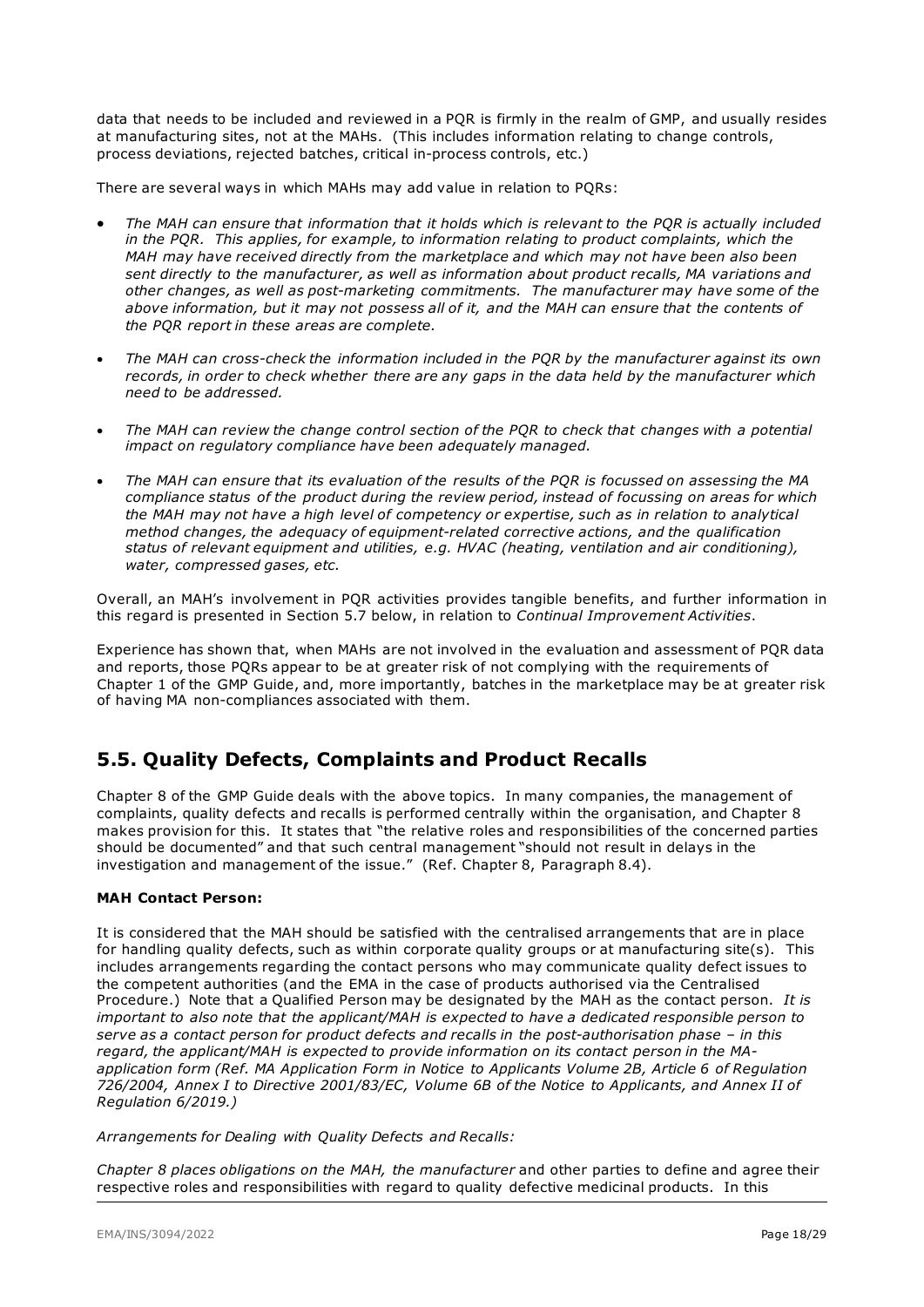data that needs to be included and reviewed in a PQR is firmly in the realm of GMP, and usually resides at manufacturing sites, not at the MAHs. (This includes information relating to change controls, process deviations, rejected batches, critical in-process controls, etc.)

There are several ways in which MAHs may add value in relation to PQRs:

- *The MAH can ensure that information that it holds which is relevant to the PQR is actually included in the PQR. This applies, for example, to information relating to product complaints, which the MAH may have received directly from the marketplace and which may not have been also been sent directly to the manufacturer, as well as information about product recalls, MA variations and other changes, as well as post-marketing commitments. The manufacturer may have some of the above information, but it may not possess all of it, and the MAH can ensure that the contents of the PQR report in these areas are complete.*
- *The MAH can cross-check the information included in the PQR by the manufacturer against its own records, in order to check whether there are any gaps in the data held by the manufacturer which need to be addressed.*
- *The MAH can review the change control section of the PQR to check that changes with a potential impact on regulatory compliance have been adequately managed.*
- *The MAH can ensure that its evaluation of the results of the PQR is focussed on assessing the MA compliance status of the product during the review period, instead of focussing on areas for which the MAH may not have a high level of competency or expertise, such as in relation to analytical method changes, the adequacy of equipment-related corrective actions, and the qualification status of relevant equipment and utilities, e.g. HVAC (heating, ventilation and air conditioning), water, compressed gases, etc.*

Overall, an MAH's involvement in PQR activities provides tangible benefits, and further information in this regard is presented in Section 5.7 below, in relation to *Continual Improvement Activities*.

Experience has shown that, when MAHs are not involved in the evaluation and assessment of PQR data and reports, those PQRs appear to be at greater risk of not complying with the requirements of Chapter 1 of the GMP Guide, and, more importantly, batches in the marketplace may be at greater risk of having MA non-compliances associated with them.

## 5.5. Quality Defects, Complaints and Product Recalls

Chapter 8 of the GMP Guide deals with the above topics. In many companies, the management of complaints, quality defects and recalls is performed centrally within the organisation, and Chapter 8 makes provision for this. It states that "the relative roles and responsibilities of the concerned parties should be documented" and that such central management "should not result in delays in the investigation and management of the issue." (Ref. Chapter 8, Paragraph 8.4).

**MAH Contact Person:**

It is considered that the MAH should be satisfied with the centralised arrangements that are in place for handling quality defects, such as within corporate quality groups or at manufacturing site(s). This includes arrangements regarding the contact persons who may communicate quality defect issues to the competent authorities (and the EMA in the case of products authorised via the Centralised Procedure.) Note that a Qualified Person may be designated by the MAH as the contact person. *It is important to also note that the applicant/MAH is expected to have a dedicated responsible person to serve as a contact person for product defects and recalls in the post-authorisation phase – in this regard, the applicant/MAH is expected to provide information on its contact person in the MA-application form (Ref. MA Application Form in Notice to Applicants Volume 2B, Article 6 of Regulation 726/2004, Annex I to Directive 2001/83/EC, Volume 6B of the Notice to Applicants, and Annex II of Regulation 6/2019.)*

*Arrangements for Dealing with Quality Defects and Recalls:*

*Chapter 8 places obligations on the MAH, the manufacturer* and other parties to define and agree their respective roles and responsibilities with regard to quality defective medicinal products. In this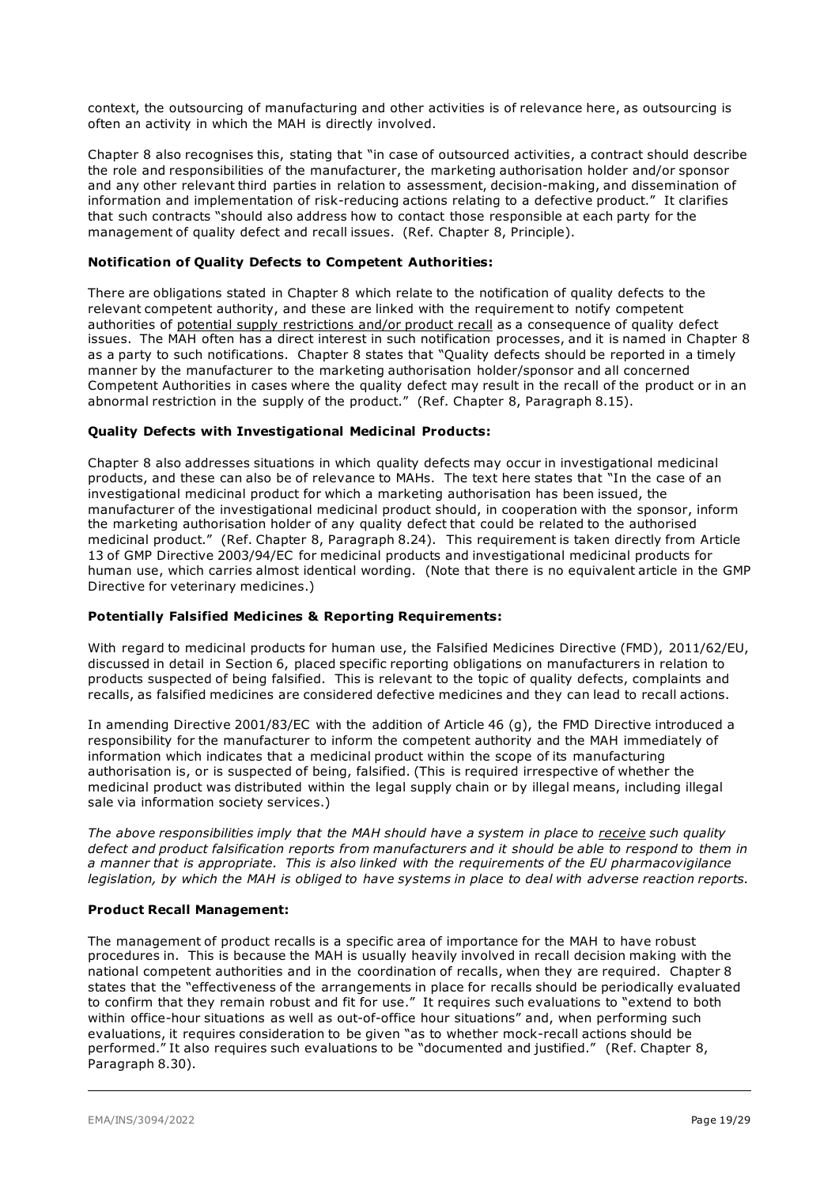context, the outsourcing of manufacturing and other activities is of relevance here, as outsourcing is often an activity in which the MAH is directly involved.

Chapter 8 also recognises this, stating that "in case of outsourced activities, a contract should describe the role and responsibilities of the manufacturer, the marketing authorisation holder and/or sponsor and any other relevant third parties in relation to assessment, decision-making, and dissemination of information and implementation of risk-reducing actions relating to a defective product." It clarifies that such contracts "should also address how to contact those responsible at each party for the management of quality defect and recall issues. (Ref. Chapter 8, Principle).

**Notification of Quality Defects to Competent Authorities:**

There are obligations stated in Chapter 8 which relate to the notification of quality defects to the relevant competent authority, and these are linked with the requirement to notify competent authorities of potential supply restrictions and/or product recall as a consequence of quality defect issues. The MAH often has a direct interest in such notification processes, and it is named in Chapter 8 as a party to such notifications. Chapter 8 states that "Quality defects should be reported in a timely manner by the manufacturer to the marketing authorisation holder/sponsor and all concerned Competent Authorities in cases where the quality defect may result in the recall of the product or in an abnormal restriction in the supply of the product." (Ref. Chapter 8, Paragraph 8.15).

**Quality Defects with Investigational Medicinal Products:**

Chapter 8 also addresses situations in which quality defects may occur in investigational medicinal products, and these can also be of relevance to MAHs. The text here states that "In the case of an investigational medicinal product for which a marketing authorisation has been issued, the manufacturer of the investigational medicinal product should, in cooperation with the sponsor, inform the marketing authorisation holder of any quality defect that could be related to the authorised medicinal product." (Ref. Chapter 8, Paragraph 8.24). This requirement is taken directly from Article 13 of GMP Directive 2003/94/EC for medicinal products and investigational medicinal products for human use, which carries almost identical wording. (Note that there is no equivalent article in the GMP Directive for veterinary medicines.)

**Potentially Falsified Medicines & Reporting Requirements:**

With regard to medicinal products for human use, the Falsified Medicines Directive (FMD), 2011/62/EU, discussed in detail in Section 6, placed specific reporting obligations on manufacturers in relation to products suspected of being falsified. This is relevant to the topic of quality defects, complaints and recalls, as falsified medicines are considered defective medicines and they can lead to recall actions.

In amending Directive 2001/83/EC with the addition of Article 46 (g), the FMD Directive introduced a responsibility for the manufacturer to inform the competent authority and the MAH immediately of information which indicates that a medicinal product within the scope of its manufacturing authorisation is, or is suspected of being, falsified. (This is required irrespective of whether the medicinal product was distributed within the legal supply chain or by illegal means, including illegal sale via information society services.)

*The above responsibilities imply that the MAH should have a system in place to receive such quality defect and product falsification reports from manufacturers and it should be able to respond to them in a manner that is appropriate. This is also linked with the requirements of the EU pharmacovigilance legislation, by which the MAH is obliged to have systems in place to deal with adverse reaction reports.*

**Product Recall Management:**

The management of product recalls is a specific area of importance for the MAH to have robust procedures in. This is because the MAH is usually heavily involved in recall decision making with the national competent authorities and in the coordination of recalls, when they are required. Chapter 8 states that the "effectiveness of the arrangements in place for recalls should be periodically evaluated to confirm that they remain robust and fit for use." It requires such evaluations to "extend to both within office-hour situations as well as out-of-office hour situations" and, when performing such evaluations, it requires consideration to be given "as to whether mock-recall actions should be performed." It also requires such evaluations to be "documented and justified." (Ref. Chapter 8, Paragraph 8.30).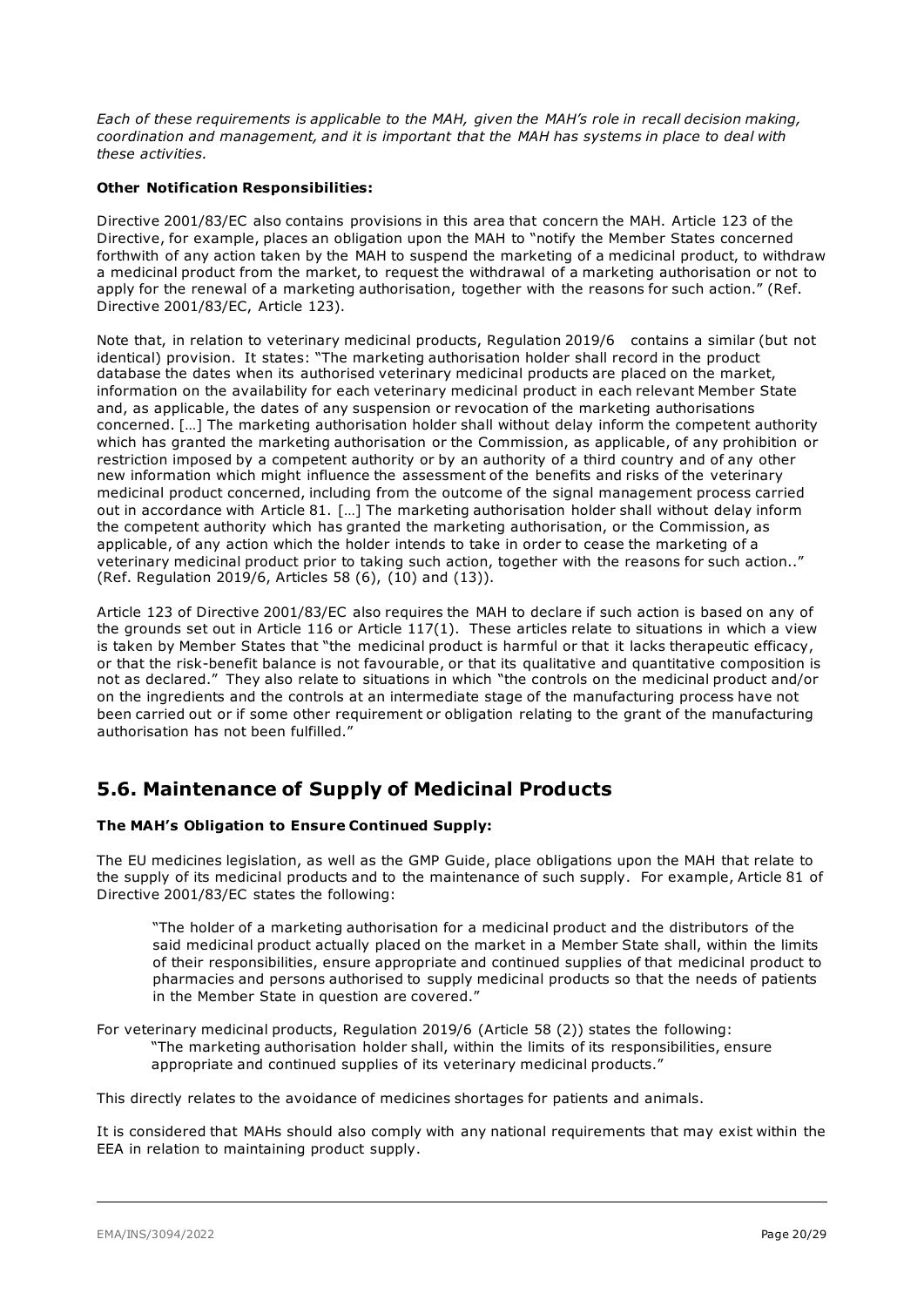*Each of these requirements is applicable to the MAH, given the MAH's role in recall decision making, coordination and management, and it is important that the MAH has systems in place to deal with these activities.*

**Other Notification Responsibilities:**

Directive 2001/83/EC also contains provisions in this area that concern the MAH. Article 123 of the Directive, for example, places an obligation upon the MAH to "notify the Member States concerned forthwith of any action taken by the MAH to suspend the marketing of a medicinal product, to withdraw a medicinal product from the market, to request the withdrawal of a marketing authorisation or not to apply for the renewal of a marketing authorisation, together with the reasons for such action." (Ref. Directive 2001/83/EC, Article 123).

Note that, in relation to veterinary medicinal products, Regulation 2019/6 contains a similar (but not identical) provision. It states: "The marketing authorisation holder shall record in the product database the dates when its authorised veterinary medicinal products are placed on the market, information on the availability for each veterinary medicinal product in each relevant Member State and, as applicable, the dates of any suspension or revocation of the marketing authorisations concerned. […] The marketing authorisation holder shall without delay inform the competent authority which has granted the marketing authorisation or the Commission, as applicable, of any prohibition or restriction imposed by a competent authority or by an authority of a third country and of any other new information which might influence the assessment of the benefits and risks of the veterinary medicinal product concerned, including from the outcome of the signal management process carried out in accordance with Article 81. […] The marketing authorisation holder shall without delay inform the competent authority which has granted the marketing authorisation, or the Commission, as applicable, of any action which the holder intends to take in order to cease the marketing of a veterinary medicinal product prior to taking such action, together with the reasons for such action.." (Ref. Regulation 2019/6, Articles 58 (6), (10) and (13)).

Article 123 of Directive 2001/83/EC also requires the MAH to declare if such action is based on any of the grounds set out in Article 116 or Article 117(1). These articles relate to situations in which a view is taken by Member States that "the medicinal product is harmful or that it lacks therapeutic efficacy, or that the risk-benefit balance is not favourable, or that its qualitative and quantitative composition is not as declared." They also relate to situations in which "the controls on the medicinal product and/or on the ingredients and the controls at an intermediate stage of the manufacturing process have not been carried out or if some other requirement or obligation relating to the grant of the manufacturing authorisation has not been fulfilled."

## 5.6. Maintenance of Supply of Medicinal Products

**The MAH's Obligation to Ensure Continued Supply:**

The EU medicines legislation, as well as the GMP Guide, place obligations upon the MAH that relate to the supply of its medicinal products and to the maintenance of such supply. For example, Article 81 of Directive 2001/83/EC states the following:

> "The holder of a marketing authorisation for a medicinal product and the distributors of the said medicinal product actually placed on the market in a Member State shall, within the limits of their responsibilities, ensure appropriate and continued supplies of that medicinal product to pharmacies and persons authorised to supply medicinal products so that the needs of patients in the Member State in question are covered."

For veterinary medicinal products, Regulation 2019/6 (Article 58 (2)) states the following:

> "The marketing authorisation holder shall, within the limits of its responsibilities, ensure appropriate and continued supplies of its veterinary medicinal products."

This directly relates to the avoidance of medicines shortages for patients and animals.

It is considered that MAHs should also comply with any national requirements that may exist within the EEA in relation to maintaining product supply.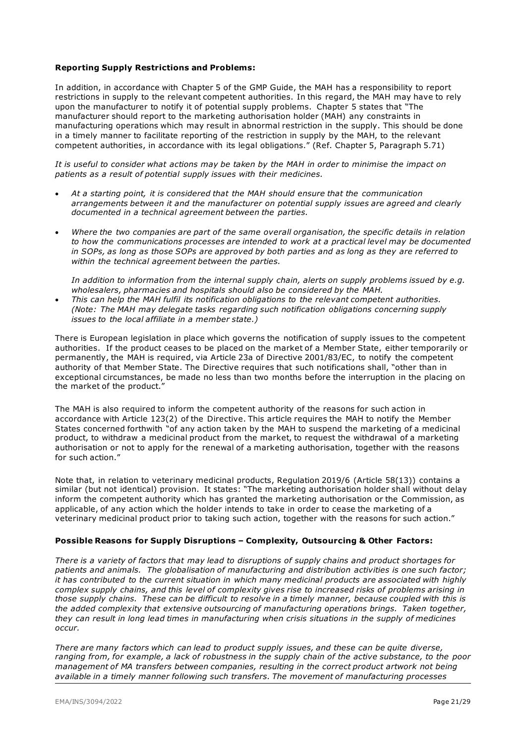**Reporting Supply Restrictions and Problems:**

In addition, in accordance with Chapter 5 of the GMP Guide, the MAH has a responsibility to report restrictions in supply to the relevant competent authorities. In this regard, the MAH may have to rely upon the manufacturer to notify it of potential supply problems. Chapter 5 states that "The manufacturer should report to the marketing authorisation holder (MAH) any constraints in manufacturing operations which may result in abnormal restriction in the supply. This should be done in a timely manner to facilitate reporting of the restriction in supply by the MAH, to the relevant competent authorities, in accordance with its legal obligations." (Ref. Chapter 5, Paragraph 5.71)

*It is useful to consider what actions may be taken by the MAH in order to minimise the impact on patients as a result of potential supply issues with their medicines.*

- *At a starting point, it is considered that the MAH should ensure that the communication arrangements between it and the manufacturer on potential supply issues are agreed and clearly documented in a technical agreement between the parties.*
- *Where the two companies are part of the same overall organisation, the specific details in relation to how the communications processes are intended to work at a practical level may be documented in SOPs, as long as those SOPs are approved by both parties and as long as they are referred to within the technical agreement between the parties.*

  *In addition to information from the internal supply chain, alerts on supply problems issued by e.g. wholesalers, pharmacies and hospitals should also be considered by the MAH.*
- *This can help the MAH fulfil its notification obligations to the relevant competent authorities. (Note: The MAH may delegate tasks regarding such notification obligations concerning supply issues to the local affiliate in a member state.)*

There is European legislation in place which governs the notification of supply issues to the competent authorities. If the product ceases to be placed on the market of a Member State, either temporarily or permanently, the MAH is required, via Article 23a of Directive 2001/83/EC, to notify the competent authority of that Member State. The Directive requires that such notifications shall, "other than in exceptional circumstances, be made no less than two months before the interruption in the placing on the market of the product."

The MAH is also required to inform the competent authority of the reasons for such action in accordance with Article 123(2) of the Directive. This article requires the MAH to notify the Member States concerned forthwith "of any action taken by the MAH to suspend the marketing of a medicinal product, to withdraw a medicinal product from the market, to request the withdrawal of a marketing authorisation or not to apply for the renewal of a marketing authorisation, together with the reasons for such action."

Note that, in relation to veterinary medicinal products, Regulation 2019/6 (Article 58(13)) contains a similar (but not identical) provision. It states: "The marketing authorisation holder shall without delay inform the competent authority which has granted the marketing authorisation or the Commission, as applicable, of any action which the holder intends to take in order to cease the marketing of a veterinary medicinal product prior to taking such action, together with the reasons for such action."

**Possible Reasons for Supply Disruptions – Complexity, Outsourcing & Other Factors:**

*There is a variety of factors that may lead to disruptions of supply chains and product shortages for patients and animals. The globalisation of manufacturing and distribution activities is one such factor; it has contributed to the current situation in which many medicinal products are associated with highly complex supply chains, and this level of complexity gives rise to increased risks of problems arising in those supply chains. These can be difficult to resolve in a timely manner, because coupled with this is the added complexity that extensive outsourcing of manufacturing operations brings. Taken together, they can result in long lead times in manufacturing when crisis situations in the supply of medicines occur.*

*There are many factors which can lead to product supply issues, and these can be quite diverse, ranging from, for example, a lack of robustness in the supply chain of the active substance, to the poor management of MA transfers between companies, resulting in the correct product artwork not being available in a timely manner following such transfers. The movement of manufacturing processes*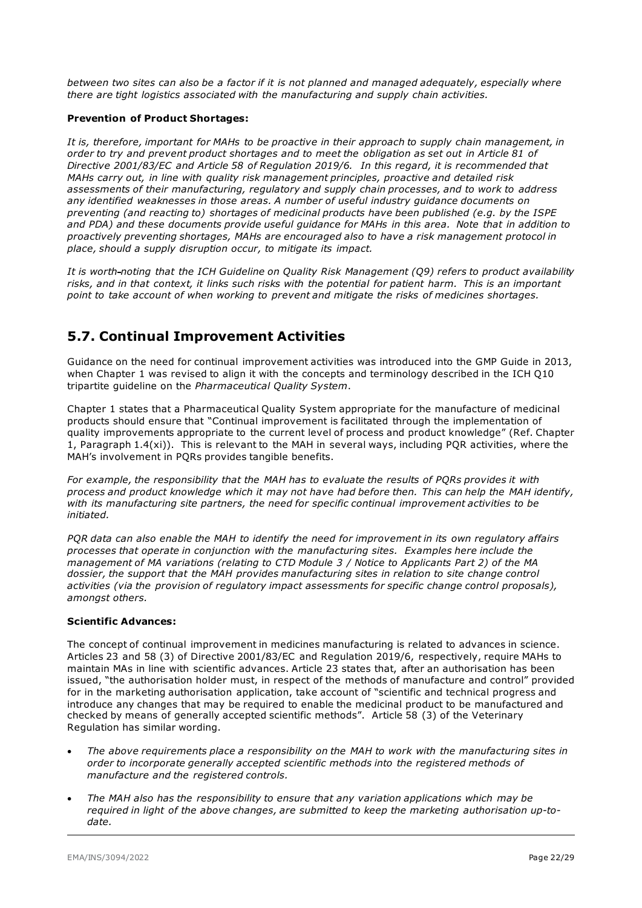*between two sites can also be a factor if it is not planned and managed adequately, especially where there are tight logistics associated with the manufacturing and supply chain activities.*

**Prevention of Product Shortages:**

*It is, therefore, important for MAHs to be proactive in their approach to supply chain management, in order to try and prevent product shortages and to meet the obligation as set out in Article 81 of Directive 2001/83/EC and Article 58 of Regulation 2019/6. In this regard, it is recommended that MAHs carry out, in line with quality risk management principles, proactive and detailed risk assessments of their manufacturing, regulatory and supply chain processes, and to work to address any identified weaknesses in those areas. A number of useful industry guidance documents on preventing (and reacting to) shortages of medicinal products have been published (e.g. by the ISPE and PDA) and these documents provide useful guidance for MAHs in this area. Note that in addition to proactively preventing shortages, MAHs are encouraged also to have a risk management protocol in place, should a supply disruption occur, to mitigate its impact.*

*It is worth-noting that the ICH Guideline on Quality Risk Management (Q9) refers to product availability risks, and in that context, it links such risks with the potential for patient harm. This is an important point to take account of when working to prevent and mitigate the risks of medicines shortages.*

## 5.7. Continual Improvement Activities

Guidance on the need for continual improvement activities was introduced into the GMP Guide in 2013, when Chapter 1 was revised to align it with the concepts and terminology described in the ICH Q10 tripartite guideline on the *Pharmaceutical Quality System*.

Chapter 1 states that a Pharmaceutical Quality System appropriate for the manufacture of medicinal products should ensure that "Continual improvement is facilitated through the implementation of quality improvements appropriate to the current level of process and product knowledge" (Ref. Chapter 1, Paragraph 1.4(xi)). This is relevant to the MAH in several ways, including PQR activities, where the MAH's involvement in PQRs provides tangible benefits.

*For example, the responsibility that the MAH has to evaluate the results of PQRs provides it with process and product knowledge which it may not have had before then. This can help the MAH identify, with its manufacturing site partners, the need for specific continual improvement activities to be initiated.*

*PQR data can also enable the MAH to identify the need for improvement in its own regulatory affairs processes that operate in conjunction with the manufacturing sites. Examples here include the management of MA variations (relating to CTD Module 3 / Notice to Applicants Part 2) of the MA dossier, the support that the MAH provides manufacturing sites in relation to site change control activities (via the provision of regulatory impact assessments for specific change control proposals), amongst others.*

**Scientific Advances:**

The concept of continual improvement in medicines manufacturing is related to advances in science. Articles 23 and 58 (3) of Directive 2001/83/EC and Regulation 2019/6, respectively, require MAHs to maintain MAs in line with scientific advances. Article 23 states that, after an authorisation has been issued, "the authorisation holder must, in respect of the methods of manufacture and control" provided for in the marketing authorisation application, take account of "scientific and technical progress and introduce any changes that may be required to enable the medicinal product to be manufactured and checked by means of generally accepted scientific methods". Article 58 (3) of the Veterinary Regulation has similar wording.

- *The above requirements place a responsibility on the MAH to work with the manufacturing sites in order to incorporate generally accepted scientific methods into the registered methods of manufacture and the registered controls.*
- *The MAH also has the responsibility to ensure that any variation applications which may be required in light of the above changes, are submitted to keep the marketing authorisation up-to-date.*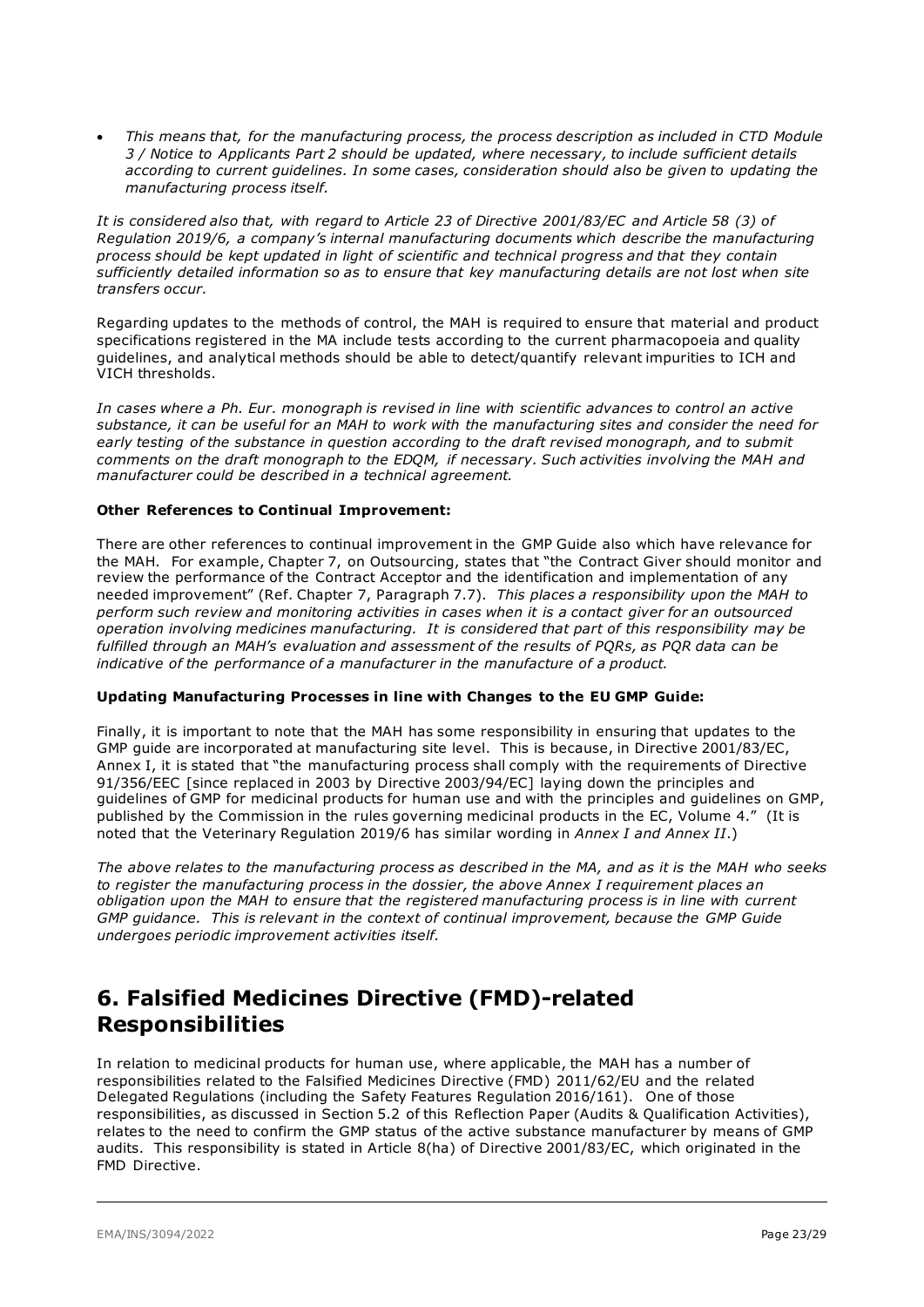- *This means that, for the manufacturing process, the process description as included in CTD Module 3 / Notice to Applicants Part 2 should be updated, where necessary, to include sufficient details according to current guidelines. In some cases, consideration should also be given to updating the manufacturing process itself.*

*It is considered also that, with regard to Article 23 of Directive 2001/83/EC and Article 58 (3) of Regulation 2019/6, a company's internal manufacturing documents which describe the manufacturing process should be kept updated in light of scientific and technical progress and that they contain sufficiently detailed information so as to ensure that key manufacturing details are not lost when site transfers occur.*

Regarding updates to the methods of control, the MAH is required to ensure that material and product specifications registered in the MA include tests according to the current pharmacopoeia and quality guidelines, and analytical methods should be able to detect/quantify relevant impurities to ICH and VICH thresholds.

*In cases where a Ph. Eur. monograph is revised in line with scientific advances to control an active substance, it can be useful for an MAH to work with the manufacturing sites and consider the need for early testing of the substance in question according to the draft revised monograph, and to submit comments on the draft monograph to the EDQM, if necessary. Such activities involving the MAH and manufacturer could be described in a technical agreement.*

**Other References to Continual Improvement:**

There are other references to continual improvement in the GMP Guide also which have relevance for the MAH. For example, Chapter 7, on Outsourcing, states that "the Contract Giver should monitor and review the performance of the Contract Acceptor and the identification and implementation of any needed improvement" (Ref. Chapter 7, Paragraph 7.7). *This places a responsibility upon the MAH to perform such review and monitoring activities in cases when it is a contact giver for an outsourced operation involving medicines manufacturing. It is considered that part of this responsibility may be fulfilled through an MAH's evaluation and assessment of the results of PQRs, as PQR data can be indicative of the performance of a manufacturer in the manufacture of a product.*

**Updating Manufacturing Processes in line with Changes to the EU GMP Guide:**

Finally, it is important to note that the MAH has some responsibility in ensuring that updates to the GMP guide are incorporated at manufacturing site level. This is because, in Directive 2001/83/EC, Annex I, it is stated that "the manufacturing process shall comply with the requirements of Directive 91/356/EEC [since replaced in 2003 by Directive 2003/94/EC] laying down the principles and guidelines of GMP for medicinal products for human use and with the principles and guidelines on GMP, published by the Commission in the rules governing medicinal products in the EC, Volume 4." (It is noted that the Veterinary Regulation 2019/6 has similar wording in *Annex I and Annex II*.)

*The above relates to the manufacturing process as described in the MA, and as it is the MAH who seeks to register the manufacturing process in the dossier, the above Annex I requirement places an obligation upon the MAH to ensure that the registered manufacturing process is in line with current GMP guidance. This is relevant in the context of continual improvement, because the GMP Guide undergoes periodic improvement activities itself.*

# 6. Falsified Medicines Directive (FMD)-related Responsibilities

In relation to medicinal products for human use, where applicable, the MAH has a number of responsibilities related to the Falsified Medicines Directive (FMD) 2011/62/EU and the related Delegated Regulations (including the Safety Features Regulation 2016/161). One of those responsibilities, as discussed in Section 5.2 of this Reflection Paper (Audits & Qualification Activities), relates to the need to confirm the GMP status of the active substance manufacturer by means of GMP audits. This responsibility is stated in Article 8(ha) of Directive 2001/83/EC, which originated in the FMD Directive.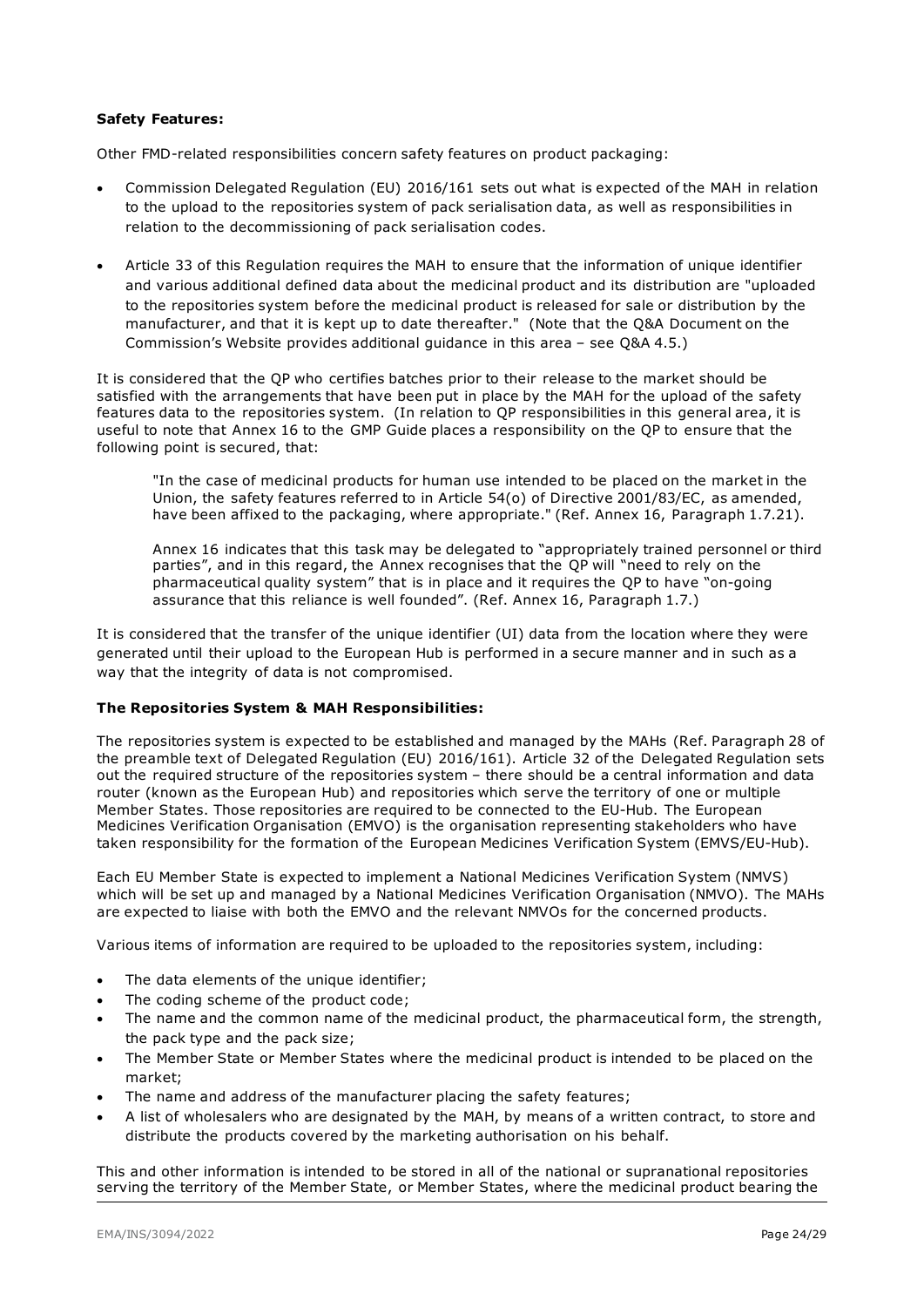**Safety Features:**

Other FMD-related responsibilities concern safety features on product packaging:

- Commission Delegated Regulation (EU) 2016/161 sets out what is expected of the MAH in relation to the upload to the repositories system of pack serialisation data, as well as responsibilities in relation to the decommissioning of pack serialisation codes.
- Article 33 of this Regulation requires the MAH to ensure that the information of unique identifier and various additional defined data about the medicinal product and its distribution are "uploaded to the repositories system before the medicinal product is released for sale or distribution by the manufacturer, and that it is kept up to date thereafter." (Note that the Q&A Document on the Commission's Website provides additional guidance in this area – see Q&A 4.5.)

It is considered that the QP who certifies batches prior to their release to the market should be satisfied with the arrangements that have been put in place by the MAH for the upload of the safety features data to the repositories system. (In relation to QP responsibilities in this general area, it is useful to note that Annex 16 to the GMP Guide places a responsibility on the QP to ensure that the following point is secured, that:

> "In the case of medicinal products for human use intended to be placed on the market in the Union, the safety features referred to in Article 54(o) of Directive 2001/83/EC, as amended, have been affixed to the packaging, where appropriate." (Ref. Annex 16, Paragraph 1.7.21).
>
> Annex 16 indicates that this task may be delegated to "appropriately trained personnel or third parties", and in this regard, the Annex recognises that the QP will "need to rely on the pharmaceutical quality system" that is in place and it requires the QP to have "on-going assurance that this reliance is well founded". (Ref. Annex 16, Paragraph 1.7.)

It is considered that the transfer of the unique identifier (UI) data from the location where they were generated until their upload to the European Hub is performed in a secure manner and in such as a way that the integrity of data is not compromised.

**The Repositories System & MAH Responsibilities:**

The repositories system is expected to be established and managed by the MAHs (Ref. Paragraph 28 of the preamble text of Delegated Regulation (EU) 2016/161). Article 32 of the Delegated Regulation sets out the required structure of the repositories system – there should be a central information and data router (known as the European Hub) and repositories which serve the territory of one or multiple Member States. Those repositories are required to be connected to the EU-Hub. The European Medicines Verification Organisation (EMVO) is the organisation representing stakeholders who have taken responsibility for the formation of the European Medicines Verification System (EMVS/EU-Hub).

Each EU Member State is expected to implement a National Medicines Verification System (NMVS) which will be set up and managed by a National Medicines Verification Organisation (NMVO). The MAHs are expected to liaise with both the EMVO and the relevant NMVOs for the concerned products.

Various items of information are required to be uploaded to the repositories system, including:

- The data elements of the unique identifier;
- The coding scheme of the product code;
- The name and the common name of the medicinal product, the pharmaceutical form, the strength, the pack type and the pack size;
- The Member State or Member States where the medicinal product is intended to be placed on the market;
- The name and address of the manufacturer placing the safety features;
- A list of wholesalers who are designated by the MAH, by means of a written contract, to store and distribute the products covered by the marketing authorisation on his behalf.

This and other information is intended to be stored in all of the national or supranational repositories serving the territory of the Member State, or Member States, where the medicinal product bearing the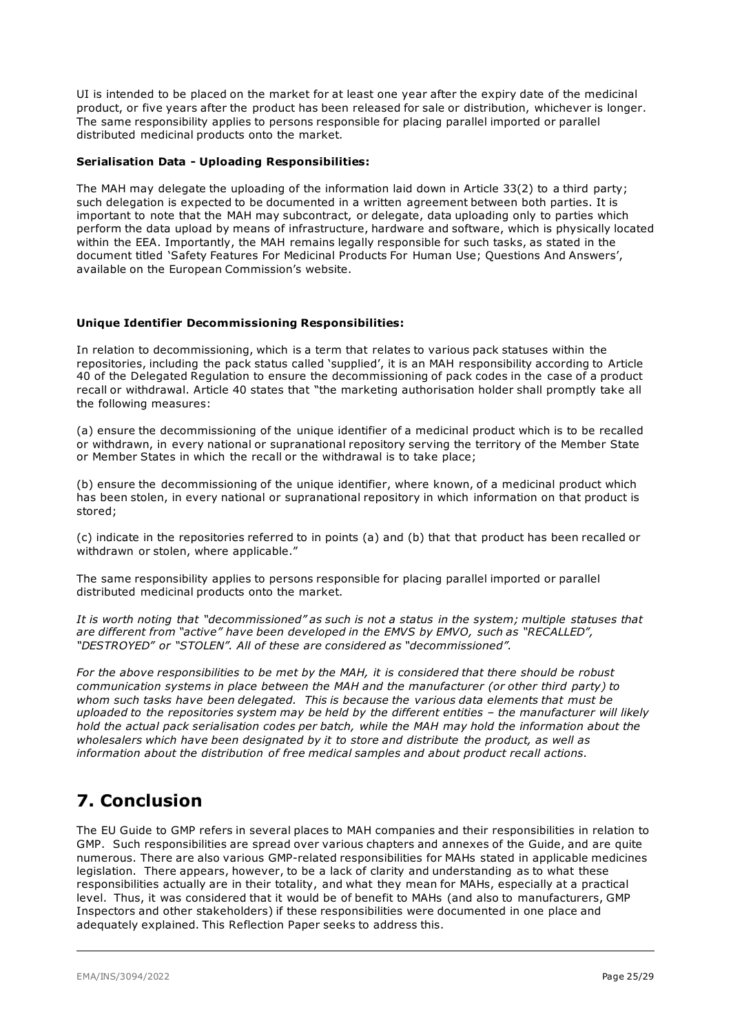UI is intended to be placed on the market for at least one year after the expiry date of the medicinal product, or five years after the product has been released for sale or distribution, whichever is longer. The same responsibility applies to persons responsible for placing parallel imported or parallel distributed medicinal products onto the market.

**Serialisation Data - Uploading Responsibilities:**

The MAH may delegate the uploading of the information laid down in Article 33(2) to a third party; such delegation is expected to be documented in a written agreement between both parties. It is important to note that the MAH may subcontract, or delegate, data uploading only to parties which perform the data upload by means of infrastructure, hardware and software, which is physically located within the EEA. Importantly, the MAH remains legally responsible for such tasks, as stated in the document titled 'Safety Features For Medicinal Products For Human Use; Questions And Answers', available on the European Commission's website.

**Unique Identifier Decommissioning Responsibilities:**

In relation to decommissioning, which is a term that relates to various pack statuses within the repositories, including the pack status called 'supplied', it is an MAH responsibility according to Article 40 of the Delegated Regulation to ensure the decommissioning of pack codes in the case of a product recall or withdrawal. Article 40 states that "the marketing authorisation holder shall promptly take all the following measures:

(a) ensure the decommissioning of the unique identifier of a medicinal product which is to be recalled or withdrawn, in every national or supranational repository serving the territory of the Member State or Member States in which the recall or the withdrawal is to take place;

(b) ensure the decommissioning of the unique identifier, where known, of a medicinal product which has been stolen, in every national or supranational repository in which information on that product is stored;

(c) indicate in the repositories referred to in points (a) and (b) that that product has been recalled or withdrawn or stolen, where applicable."

The same responsibility applies to persons responsible for placing parallel imported or parallel distributed medicinal products onto the market.

*It is worth noting that "decommissioned" as such is not a status in the system; multiple statuses that are different from "active" have been developed in the EMVS by EMVO, such as "RECALLED", "DESTROYED" or "STOLEN". All of these are considered as "decommissioned".*

*For the above responsibilities to be met by the MAH, it is considered that there should be robust communication systems in place between the MAH and the manufacturer (or other third party) to whom such tasks have been delegated. This is because the various data elements that must be uploaded to the repositories system may be held by the different entities – the manufacturer will likely hold the actual pack serialisation codes per batch, while the MAH may hold the information about the wholesalers which have been designated by it to store and distribute the product, as well as information about the distribution of free medical samples and about product recall actions.*

# 7. Conclusion

The EU Guide to GMP refers in several places to MAH companies and their responsibilities in relation to GMP. Such responsibilities are spread over various chapters and annexes of the Guide, and are quite numerous. There are also various GMP-related responsibilities for MAHs stated in applicable medicines legislation. There appears, however, to be a lack of clarity and understanding as to what these responsibilities actually are in their totality, and what they mean for MAHs, especially at a practical level. Thus, it was considered that it would be of benefit to MAHs (and also to manufacturers, GMP Inspectors and other stakeholders) if these responsibilities were documented in one place and adequately explained. This Reflection Paper seeks to address this.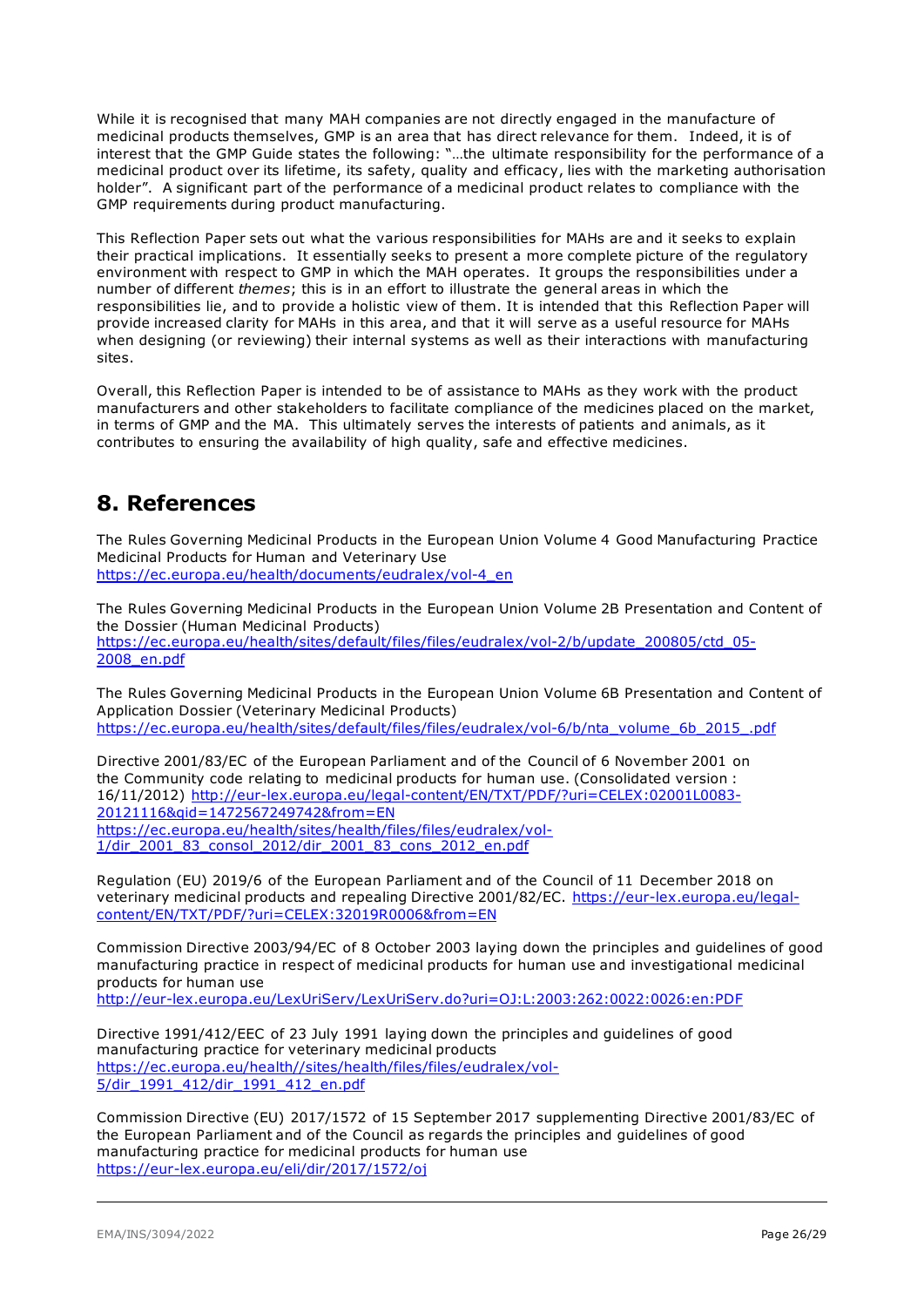While it is recognised that many MAH companies are not directly engaged in the manufacture of medicinal products themselves, GMP is an area that has direct relevance for them. Indeed, it is of interest that the GMP Guide states the following: "…the ultimate responsibility for the performance of a medicinal product over its lifetime, its safety, quality and efficacy, lies with the marketing authorisation holder". A significant part of the performance of a medicinal product relates to compliance with the GMP requirements during product manufacturing.

This Reflection Paper sets out what the various responsibilities for MAHs are and it seeks to explain their practical implications. It essentially seeks to present a more complete picture of the regulatory environment with respect to GMP in which the MAH operates. It groups the responsibilities under a number of different *themes*; this is in an effort to illustrate the general areas in which the responsibilities lie, and to provide a holistic view of them. It is intended that this Reflection Paper will provide increased clarity for MAHs in this area, and that it will serve as a useful resource for MAHs when designing (or reviewing) their internal systems as well as their interactions with manufacturing sites.

Overall, this Reflection Paper is intended to be of assistance to MAHs as they work with the product manufacturers and other stakeholders to facilitate compliance of the medicines placed on the market, in terms of GMP and the MA. This ultimately serves the interests of patients and animals, as it contributes to ensuring the availability of high quality, safe and effective medicines.

# 8. References

The Rules Governing Medicinal Products in the European Union Volume 4 Good Manufacturing Practice Medicinal Products for Human and Veterinary Use
https://ec.europa.eu/health/documents/eudralex/vol-4_en

The Rules Governing Medicinal Products in the European Union Volume 2B Presentation and Content of the Dossier (Human Medicinal Products)
https://ec.europa.eu/health/sites/default/files/files/eudralex/vol-2/b/update_200805/ctd_05-2008_en.pdf

The Rules Governing Medicinal Products in the European Union Volume 6B Presentation and Content of Application Dossier (Veterinary Medicinal Products)
https://ec.europa.eu/health/sites/default/files/files/eudralex/vol-6/b/nta_volume_6b_2015_.pdf

Directive 2001/83/EC of the European Parliament and of the Council of 6 November 2001 on the Community code relating to medicinal products for human use. (Consolidated version : 16/11/2012) http://eur-lex.europa.eu/legal-content/EN/TXT/PDF/?uri=CELEX:02001L0083-20121116&qid=1472567249742&from=EN
https://ec.europa.eu/health/sites/health/files/files/eudralex/vol-1/dir_2001_83_consol_2012/dir_2001_83_cons_2012_en.pdf

Regulation (EU) 2019/6 of the European Parliament and of the Council of 11 December 2018 on veterinary medicinal products and repealing Directive 2001/82/EC. https://eur-lex.europa.eu/legal-content/EN/TXT/PDF/?uri=CELEX:32019R0006&from=EN

Commission Directive 2003/94/EC of 8 October 2003 laying down the principles and guidelines of good manufacturing practice in respect of medicinal products for human use and investigational medicinal products for human use
http://eur-lex.europa.eu/LexUriServ/LexUriServ.do?uri=OJ:L:2003:262:0022:0026:en:PDF

Directive 1991/412/EEC of 23 July 1991 laying down the principles and guidelines of good manufacturing practice for veterinary medicinal products
https://ec.europa.eu/health//sites/health/files/files/eudralex/vol-5/dir_1991_412/dir_1991_412_en.pdf

Commission Directive (EU) 2017/1572 of 15 September 2017 supplementing Directive 2001/83/EC of the European Parliament and of the Council as regards the principles and guidelines of good manufacturing practice for medicinal products for human use
https://eur-lex.europa.eu/eli/dir/2017/1572/oj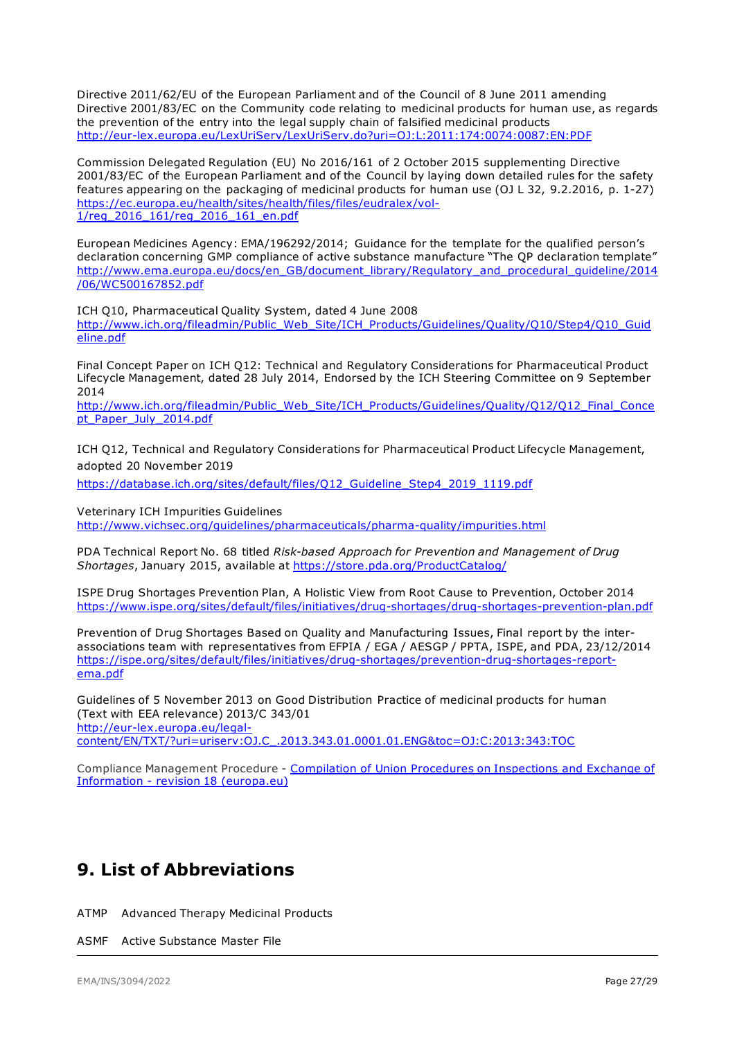Directive 2011/62/EU of the European Parliament and of the Council of 8 June 2011 amending Directive 2001/83/EC on the Community code relating to medicinal products for human use, as regards the prevention of the entry into the legal supply chain of falsified medicinal products
http://eur-lex.europa.eu/LexUriServ/LexUriServ.do?uri=OJ:L:2011:174:0074:0087:EN:PDF

Commission Delegated Regulation (EU) No 2016/161 of 2 October 2015 supplementing Directive 2001/83/EC of the European Parliament and of the Council by laying down detailed rules for the safety features appearing on the packaging of medicinal products for human use (OJ L 32, 9.2.2016, p. 1-27)
https://ec.europa.eu/health/sites/health/files/files/eudralex/vol-1/reg_2016_161/reg_2016_161_en.pdf

European Medicines Agency: EMA/196292/2014; Guidance for the template for the qualified person's declaration concerning GMP compliance of active substance manufacture "The QP declaration template"
http://www.ema.europa.eu/docs/en_GB/document_library/Regulatory_and_procedural_guideline/2014/06/WC500167852.pdf

ICH Q10, Pharmaceutical Quality System, dated 4 June 2008
http://www.ich.org/fileadmin/Public_Web_Site/ICH_Products/Guidelines/Quality/Q10/Step4/Q10_Guideline.pdf

Final Concept Paper on ICH Q12: Technical and Regulatory Considerations for Pharmaceutical Product Lifecycle Management, dated 28 July 2014, Endorsed by the ICH Steering Committee on 9 September 2014
http://www.ich.org/fileadmin/Public_Web_Site/ICH_Products/Guidelines/Quality/Q12/Q12_Final_Concept_Paper_July_2014.pdf

ICH Q12, Technical and Regulatory Considerations for Pharmaceutical Product Lifecycle Management, adopted 20 November 2019

https://database.ich.org/sites/default/files/Q12_Guideline_Step4_2019_1119.pdf

Veterinary ICH Impurities Guidelines
http://www.vichsec.org/guidelines/pharmaceuticals/pharma-quality/impurities.html

PDA Technical Report No. 68 titled *Risk-based Approach for Prevention and Management of Drug Shortages*, January 2015, available at https://store.pda.org/ProductCatalog/

ISPE Drug Shortages Prevention Plan, A Holistic View from Root Cause to Prevention, October 2014
https://www.ispe.org/sites/default/files/initiatives/drug-shortages/drug-shortages-prevention-plan.pdf

Prevention of Drug Shortages Based on Quality and Manufacturing Issues, Final report by the inter-associations team with representatives from EFPIA / EGA / AESGP / PPTA, ISPE, and PDA, 23/12/2014
https://ispe.org/sites/default/files/initiatives/drug-shortages/prevention-drug-shortages-report-ema.pdf

Guidelines of 5 November 2013 on Good Distribution Practice of medicinal products for human (Text with EEA relevance) 2013/C 343/01
http://eur-lex.europa.eu/legal-content/EN/TXT/?uri=uriserv:OJ.C_.2013.343.01.0001.01.ENG&toc=OJ:C:2013:343:TOC

Compliance Management Procedure - Compilation of Union Procedures on Inspections and Exchange of Information - revision 18 (europa.eu)

## 9. List of Abbreviations

ATMP Advanced Therapy Medicinal Products

ASMF Active Substance Master File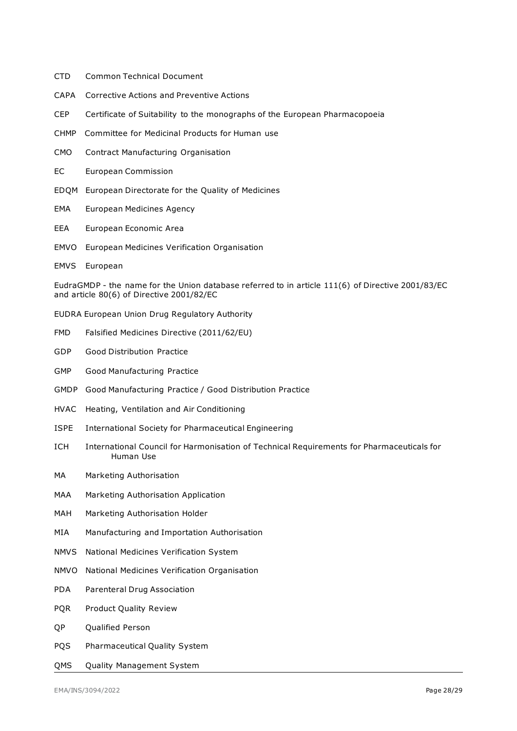CTD Common Technical Document

CAPA Corrective Actions and Preventive Actions

CEP Certificate of Suitability to the monographs of the European Pharmacopoeia

CHMP Committee for Medicinal Products for Human use

CMO Contract Manufacturing Organisation

EC European Commission

EDQM European Directorate for the Quality of Medicines

EMA European Medicines Agency

EEA European Economic Area

EMVO European Medicines Verification Organisation

EMVS European

EudraGMDP - the name for the Union database referred to in article 111(6) of Directive 2001/83/EC and article 80(6) of Directive 2001/82/EC

EUDRA European Union Drug Regulatory Authority

FMD Falsified Medicines Directive (2011/62/EU)

GDP Good Distribution Practice

GMP Good Manufacturing Practice

GMDP Good Manufacturing Practice / Good Distribution Practice

HVAC Heating, Ventilation and Air Conditioning

ISPE International Society for Pharmaceutical Engineering

ICH International Council for Harmonisation of Technical Requirements for Pharmaceuticals for Human Use

MA Marketing Authorisation

MAA Marketing Authorisation Application

MAH Marketing Authorisation Holder

MIA Manufacturing and Importation Authorisation

NMVS National Medicines Verification System

NMVO National Medicines Verification Organisation

PDA Parenteral Drug Association

PQR Product Quality Review

QP Qualified Person

PQS Pharmaceutical Quality System

QMS Quality Management System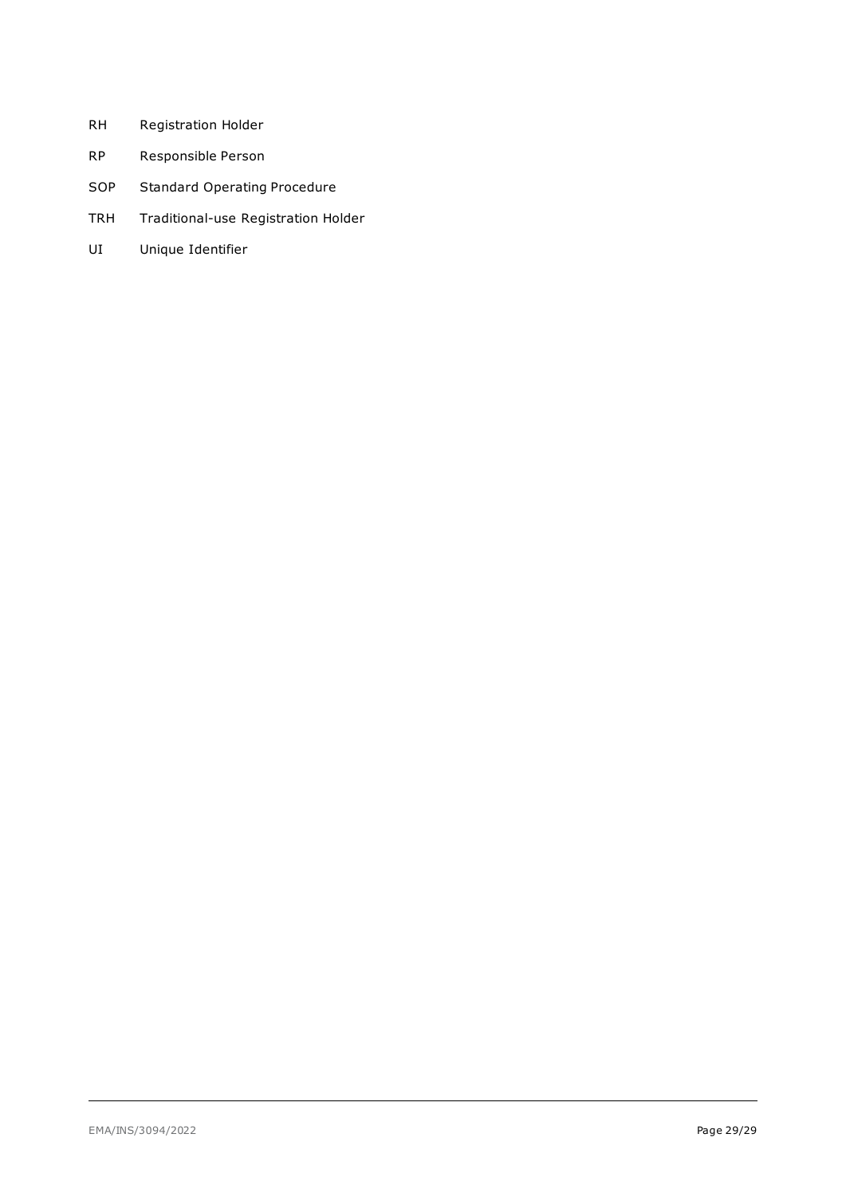| | |
|---|---|
| RH | Registration Holder |
| RP | Responsible Person |
| SOP | Standard Operating Procedure |
| TRH | Traditional-use Registration Holder |
| UI | Unique Identifier |